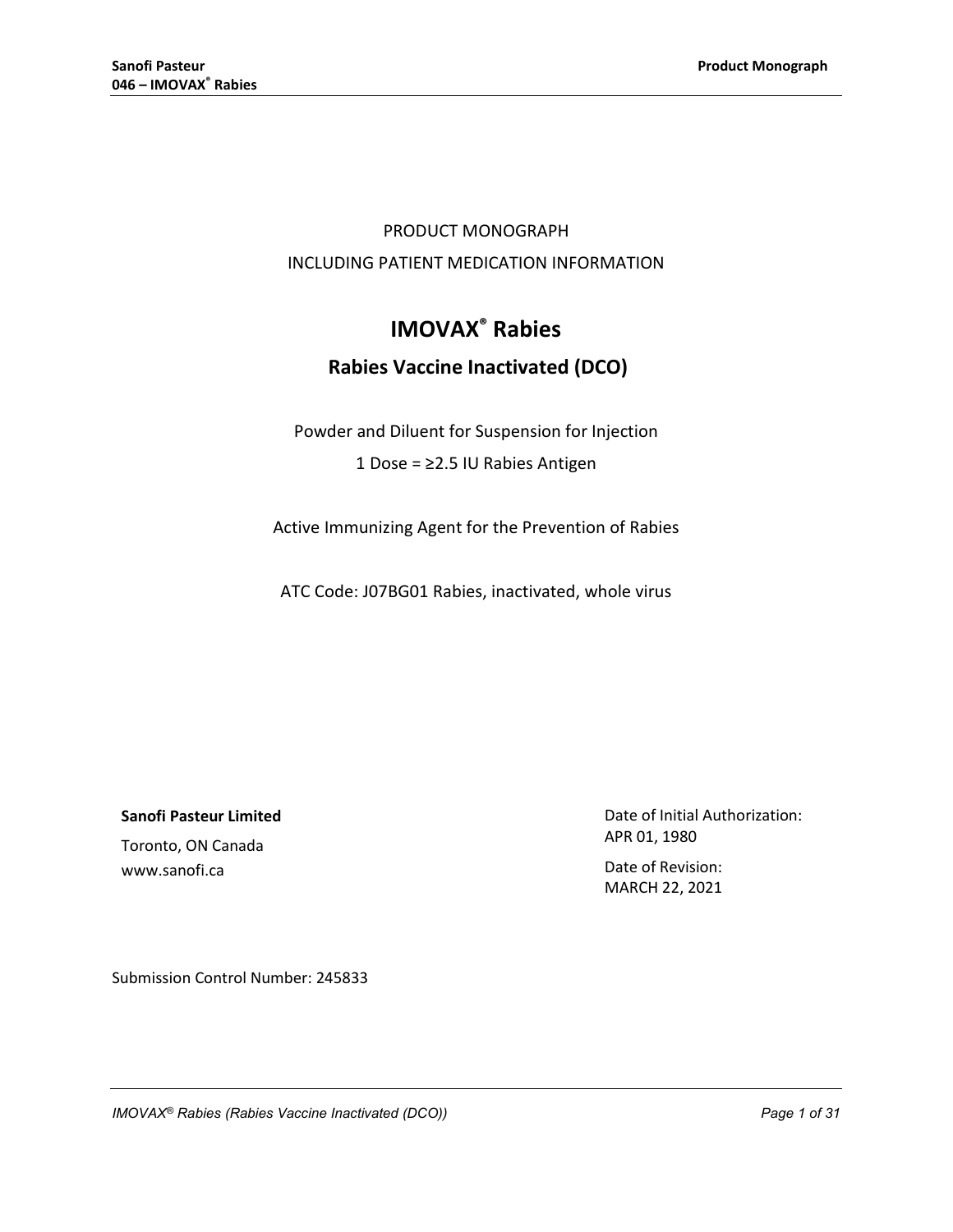PRODUCT MONOGRAPH

INCLUDING PATIENT MEDICATION INFORMATION

# IMOVAX® Rabies

## Rabies Vaccine Inactivated (DCO)

Powder and Diluent for Suspension for Injection

1 Dose = ≥2.5 IU Rabies Antigen

Active Immunizing Agent for the Prevention of Rabies

ATC Code: J07BG01 Rabies, inactivated, whole virus

**Sanofi Pasteur Limited**

Toronto, ON Canada

www.sanofi.ca

Date of Initial Authorization:
APR 01, 1980

Date of Revision:
MARCH 22, 2021

Submission Control Number: 245833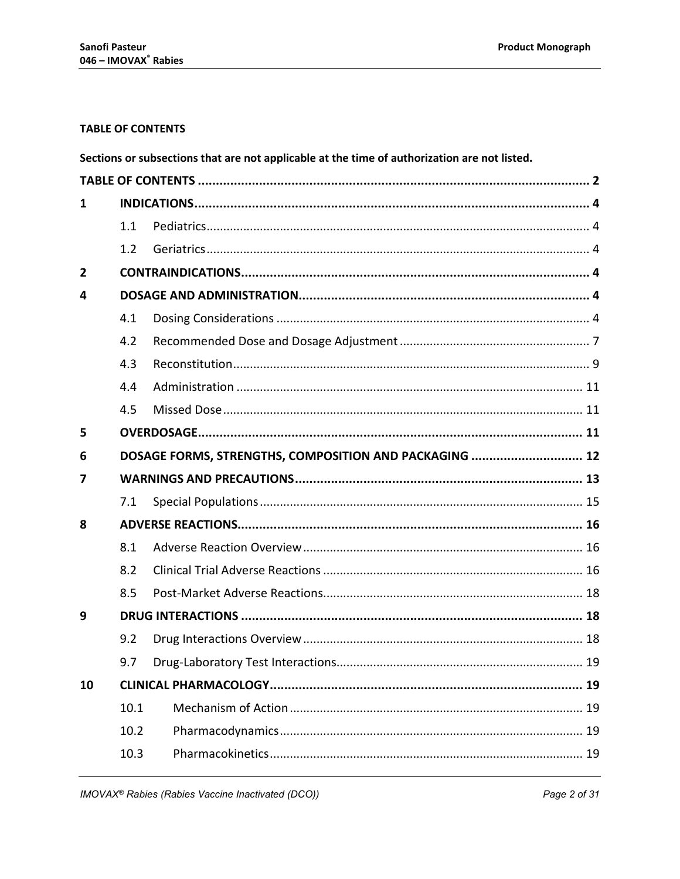**TABLE OF CONTENTS**

**Sections or subsections that are not applicable at the time of authorization are not listed.**

| | | |
|---|---|---|
| **TABLE OF CONTENTS** | | **2** |
| **1** | **INDICATIONS** | **4** |
| | 1.1 Pediatrics | 4 |
| | 1.2 Geriatrics | 4 |
| **2** | **CONTRAINDICATIONS** | **4** |
| **4** | **DOSAGE AND ADMINISTRATION** | **4** |
| | 4.1 Dosing Considerations | 4 |
| | 4.2 Recommended Dose and Dosage Adjustment | 7 |
| | 4.3 Reconstitution | 9 |
| | 4.4 Administration | 11 |
| | 4.5 Missed Dose | 11 |
| **5** | **OVERDOSAGE** | **11** |
| **6** | **DOSAGE FORMS, STRENGTHS, COMPOSITION AND PACKAGING** | **12** |
| **7** | **WARNINGS AND PRECAUTIONS** | **13** |
| | 7.1 Special Populations | 15 |
| **8** | **ADVERSE REACTIONS** | **16** |
| | 8.1 Adverse Reaction Overview | 16 |
| | 8.2 Clinical Trial Adverse Reactions | 16 |
| | 8.5 Post-Market Adverse Reactions | 18 |
| **9** | **DRUG INTERACTIONS** | **18** |
| | 9.2 Drug Interactions Overview | 18 |
| | 9.7 Drug-Laboratory Test Interactions | 19 |
| **10** | **CLINICAL PHARMACOLOGY** | **19** |
| | 10.1 Mechanism of Action | 19 |
| | 10.2 Pharmacodynamics | 19 |
| | 10.3 Pharmacokinetics | 19 |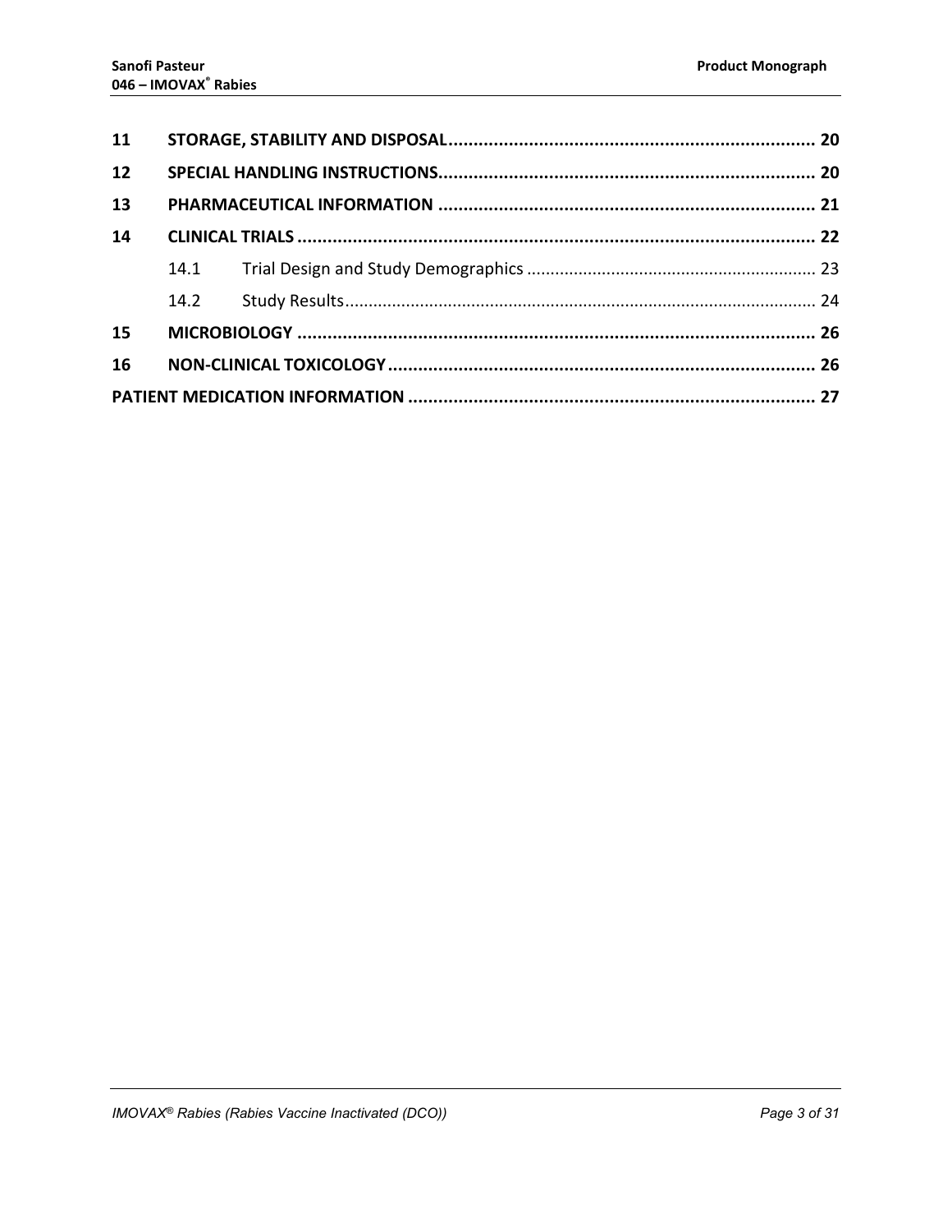| | | |
|---|---|---|
| **11** | **STORAGE, STABILITY AND DISPOSAL** | **20** |
| **12** | **SPECIAL HANDLING INSTRUCTIONS** | **20** |
| **13** | **PHARMACEUTICAL INFORMATION** | **21** |
| **14** | **CLINICAL TRIALS** | **22** |
| | 14.1 Trial Design and Study Demographics | 23 |
| | 14.2 Study Results | 24 |
| **15** | **MICROBIOLOGY** | **26** |
| **16** | **NON-CLINICAL TOXICOLOGY** | **26** |
| **PATIENT MEDICATION INFORMATION** | | **27** |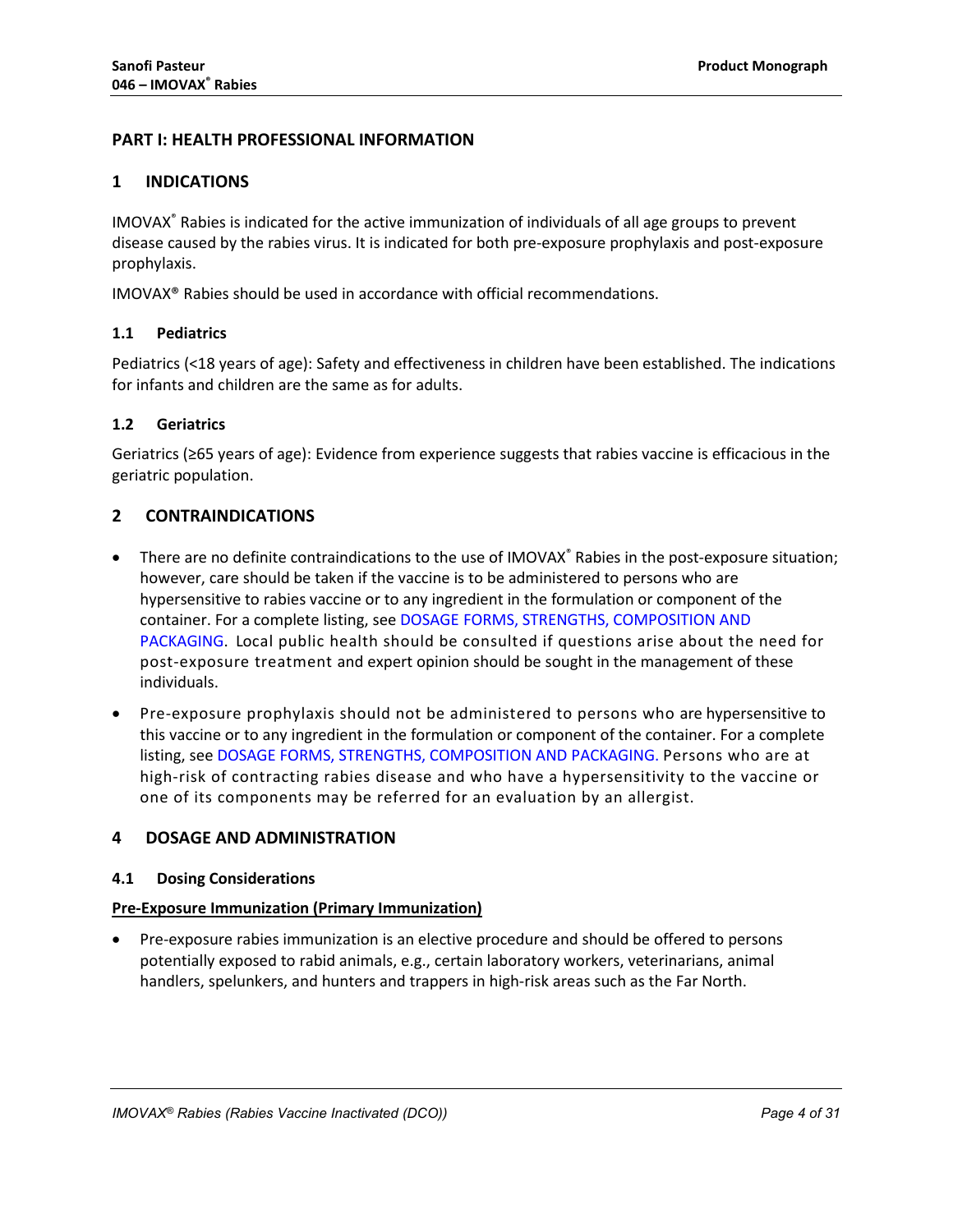# PART I: HEALTH PROFESSIONAL INFORMATION

## 1 INDICATIONS

IMOVAX® Rabies is indicated for the active immunization of individuals of all age groups to prevent disease caused by the rabies virus. It is indicated for both pre-exposure prophylaxis and post-exposure prophylaxis.

IMOVAX® Rabies should be used in accordance with official recommendations.

### 1.1 Pediatrics

Pediatrics (<18 years of age): Safety and effectiveness in children have been established. The indications for infants and children are the same as for adults.

### 1.2 Geriatrics

Geriatrics (≥65 years of age): Evidence from experience suggests that rabies vaccine is efficacious in the geriatric population.

## 2 CONTRAINDICATIONS

- There are no definite contraindications to the use of IMOVAX® Rabies in the post-exposure situation; however, care should be taken if the vaccine is to be administered to persons who are hypersensitive to rabies vaccine or to any ingredient in the formulation or component of the container. For a complete listing, see DOSAGE FORMS, STRENGTHS, COMPOSITION AND PACKAGING. Local public health should be consulted if questions arise about the need for post-exposure treatment and expert opinion should be sought in the management of these individuals.
- Pre-exposure prophylaxis should not be administered to persons who are hypersensitive to this vaccine or to any ingredient in the formulation or component of the container. For a complete listing, see DOSAGE FORMS, STRENGTHS, COMPOSITION AND PACKAGING. Persons who are at high-risk of contracting rabies disease and who have a hypersensitivity to the vaccine or one of its components may be referred for an evaluation by an allergist.

## 4 DOSAGE AND ADMINISTRATION

### 4.1 Dosing Considerations

**Pre-Exposure Immunization (Primary Immunization)**

- Pre-exposure rabies immunization is an elective procedure and should be offered to persons potentially exposed to rabid animals, e.g., certain laboratory workers, veterinarians, animal handlers, spelunkers, and hunters and trappers in high-risk areas such as the Far North.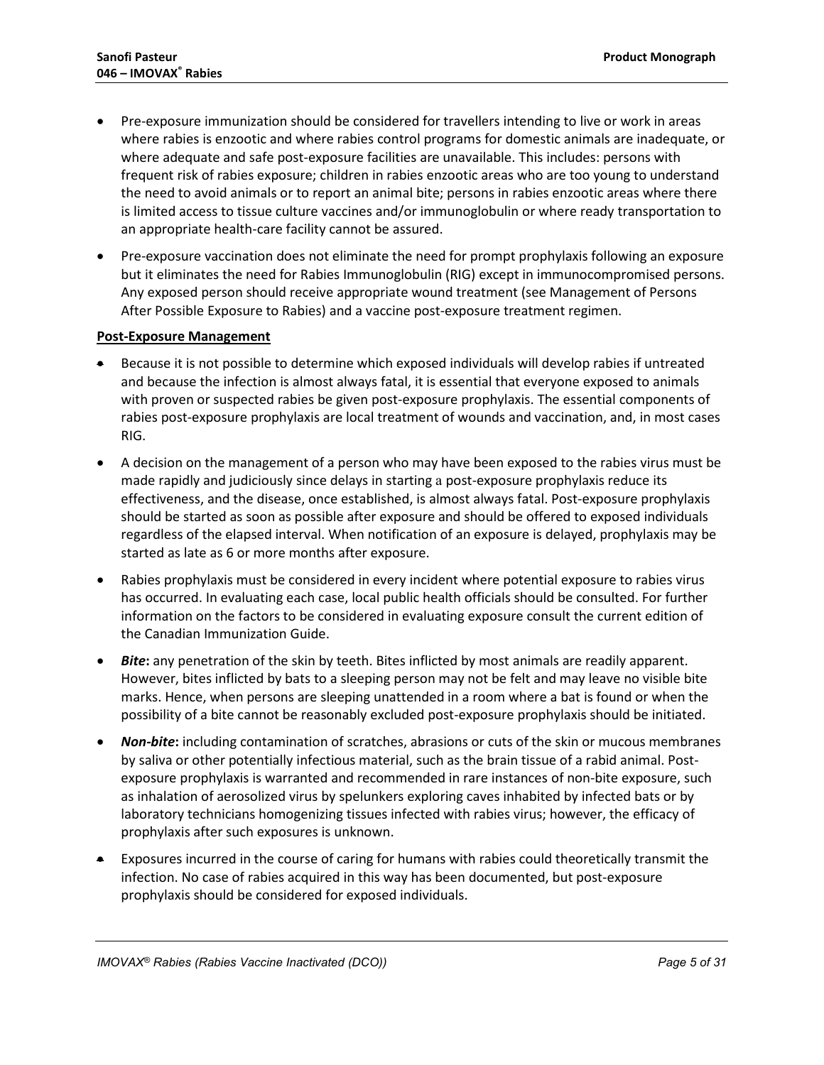- Pre-exposure immunization should be considered for travellers intending to live or work in areas where rabies is enzootic and where rabies control programs for domestic animals are inadequate, or where adequate and safe post-exposure facilities are unavailable. This includes: persons with frequent risk of rabies exposure; children in rabies enzootic areas who are too young to understand the need to avoid animals or to report an animal bite; persons in rabies enzootic areas where there is limited access to tissue culture vaccines and/or immunoglobulin or where ready transportation to an appropriate health-care facility cannot be assured.
- Pre-exposure vaccination does not eliminate the need for prompt prophylaxis following an exposure but it eliminates the need for Rabies Immunoglobulin (RIG) except in immunocompromised persons. Any exposed person should receive appropriate wound treatment (see Management of Persons After Possible Exposure to Rabies) and a vaccine post-exposure treatment regimen.

**Post-Exposure Management**

- Because it is not possible to determine which exposed individuals will develop rabies if untreated and because the infection is almost always fatal, it is essential that everyone exposed to animals with proven or suspected rabies be given post-exposure prophylaxis. The essential components of rabies post-exposure prophylaxis are local treatment of wounds and vaccination, and, in most cases RIG.
- A decision on the management of a person who may have been exposed to the rabies virus must be made rapidly and judiciously since delays in starting a post-exposure prophylaxis reduce its effectiveness, and the disease, once established, is almost always fatal. Post-exposure prophylaxis should be started as soon as possible after exposure and should be offered to exposed individuals regardless of the elapsed interval. When notification of an exposure is delayed, prophylaxis may be started as late as 6 or more months after exposure.
- Rabies prophylaxis must be considered in every incident where potential exposure to rabies virus has occurred. In evaluating each case, local public health officials should be consulted. For further information on the factors to be considered in evaluating exposure consult the current edition of the Canadian Immunization Guide.
- ***Bite*****:** any penetration of the skin by teeth. Bites inflicted by most animals are readily apparent. However, bites inflicted by bats to a sleeping person may not be felt and may leave no visible bite marks. Hence, when persons are sleeping unattended in a room where a bat is found or when the possibility of a bite cannot be reasonably excluded post-exposure prophylaxis should be initiated.
- ***Non-bite*****:** including contamination of scratches, abrasions or cuts of the skin or mucous membranes by saliva or other potentially infectious material, such as the brain tissue of a rabid animal. Post-exposure prophylaxis is warranted and recommended in rare instances of non-bite exposure, such as inhalation of aerosolized virus by spelunkers exploring caves inhabited by infected bats or by laboratory technicians homogenizing tissues infected with rabies virus; however, the efficacy of prophylaxis after such exposures is unknown.
- Exposures incurred in the course of caring for humans with rabies could theoretically transmit the infection. No case of rabies acquired in this way has been documented, but post-exposure prophylaxis should be considered for exposed individuals.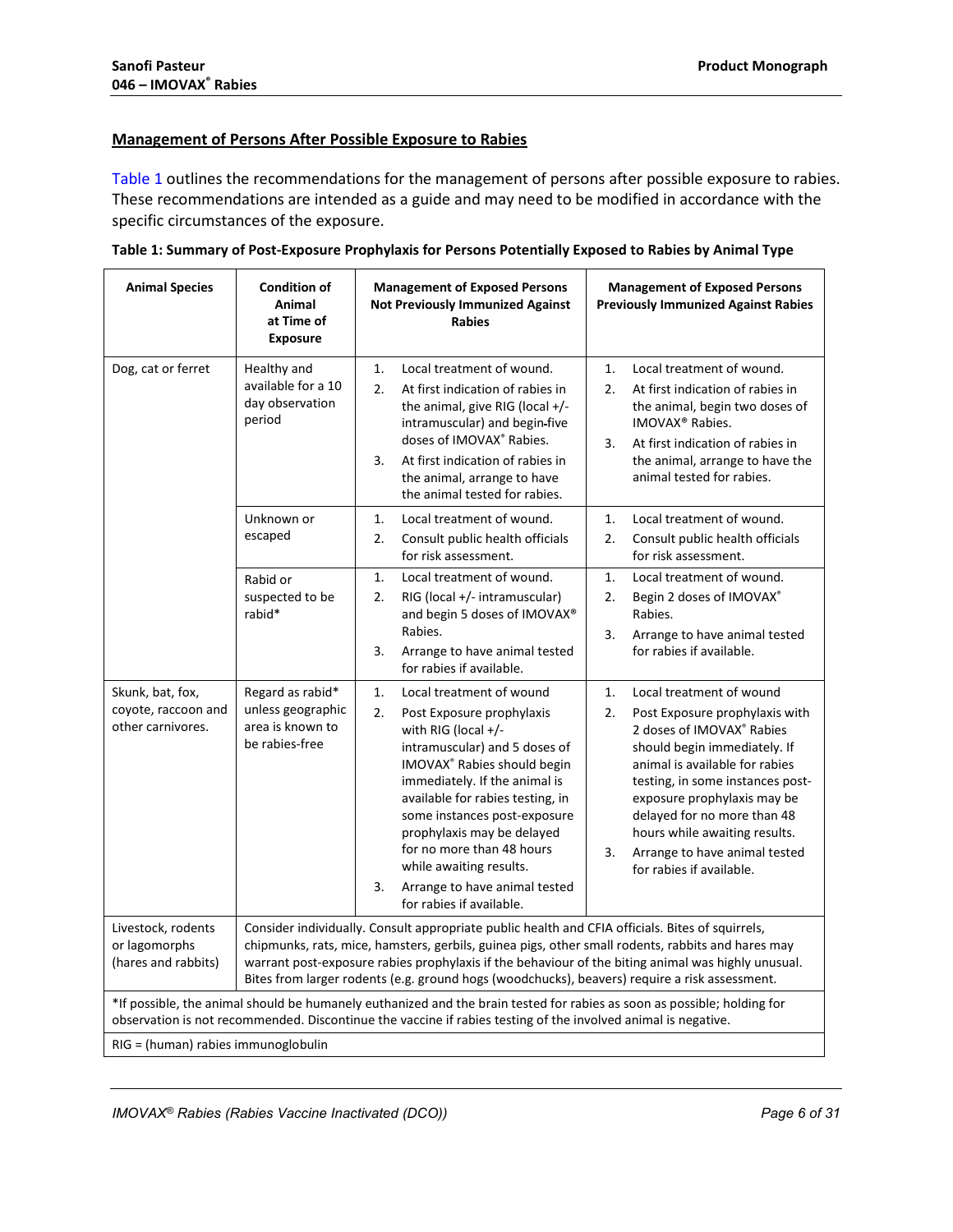## Management of Persons After Possible Exposure to Rabies

Table 1 outlines the recommendations for the management of persons after possible exposure to rabies. These recommendations are intended as a guide and may need to be modified in accordance with the specific circumstances of the exposure.

**Table 1: Summary of Post-Exposure Prophylaxis for Persons Potentially Exposed to Rabies by Animal Type**

| Animal Species | Condition of Animal at Time of Exposure | Management of Exposed Persons Not Previously Immunized Against Rabies | Management of Exposed Persons Previously Immunized Against Rabies |
|---|---|---|---|
| Dog, cat or ferret | Healthy and available for a 10 day observation period | 1. Local treatment of wound.<br>2. At first indication of rabies in the animal, give RIG (local +/- intramuscular) and begin five doses of IMOVAX® Rabies.<br>3. At first indication of rabies in the animal, arrange to have the animal tested for rabies. | 1. Local treatment of wound.<br>2. At first indication of rabies in the animal, begin two doses of IMOVAX® Rabies.<br>3. At first indication of rabies in the animal, arrange to have the animal tested for rabies. |
| | Unknown or escaped | 1. Local treatment of wound.<br>2. Consult public health officials for risk assessment. | 1. Local treatment of wound.<br>2. Consult public health officials for risk assessment. |
| | Rabid or suspected to be rabid* | 1. Local treatment of wound.<br>2. RIG (local +/- intramuscular) and begin 5 doses of IMOVAX® Rabies.<br>3. Arrange to have animal tested for rabies if available. | 1. Local treatment of wound.<br>2. Begin 2 doses of IMOVAX® Rabies.<br>3. Arrange to have animal tested for rabies if available. |
| Skunk, bat, fox, coyote, raccoon and other carnivores. | Regard as rabid* unless geographic area is known to be rabies-free | 1. Local treatment of wound<br>2. Post Exposure prophylaxis with RIG (local +/- intramuscular) and 5 doses of IMOVAX® Rabies should begin immediately. If the animal is available for rabies testing, in some instances post-exposure prophylaxis may be delayed for no more than 48 hours while awaiting results.<br>3. Arrange to have animal tested for rabies if available. | 1. Local treatment of wound<br>2. Post Exposure prophylaxis with 2 doses of IMOVAX® Rabies should begin immediately. If animal is available for rabies testing, in some instances post-exposure prophylaxis may be delayed for no more than 48 hours while awaiting results.<br>3. Arrange to have animal tested for rabies if available. |
| Livestock, rodents or lagomorphs (hares and rabbits) | Consider individually. Consult appropriate public health and CFIA officials. Bites of squirrels, chipmunks, rats, mice, hamsters, gerbils, guinea pigs, other small rodents, rabbits and hares may warrant post-exposure rabies prophylaxis if the behaviour of the biting animal was highly unusual. Bites from larger rodents (e.g. ground hogs (woodchucks), beavers) require a risk assessment. | | |
| *If possible, the animal should be humanely euthanized and the brain tested for rabies as soon as possible; holding for observation is not recommended. Discontinue the vaccine if rabies testing of the involved animal is negative. | | | |
| RIG = (human) rabies immunoglobulin | | | |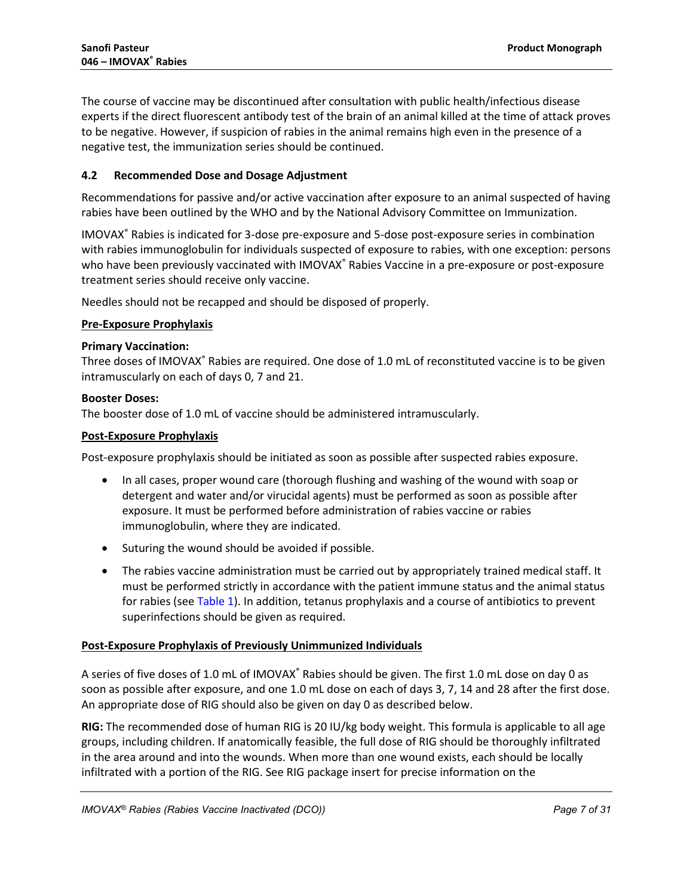The course of vaccine may be discontinued after consultation with public health/infectious disease experts if the direct fluorescent antibody test of the brain of an animal killed at the time of attack proves to be negative. However, if suspicion of rabies in the animal remains high even in the presence of a negative test, the immunization series should be continued.

### 4.2 Recommended Dose and Dosage Adjustment

Recommendations for passive and/or active vaccination after exposure to an animal suspected of having rabies have been outlined by the WHO and by the National Advisory Committee on Immunization.

IMOVAX® Rabies is indicated for 3-dose pre-exposure and 5-dose post-exposure series in combination with rabies immunoglobulin for individuals suspected of exposure to rabies, with one exception: persons who have been previously vaccinated with IMOVAX® Rabies Vaccine in a pre-exposure or post-exposure treatment series should receive only vaccine.

Needles should not be recapped and should be disposed of properly.

**Pre-Exposure Prophylaxis**

**Primary Vaccination:**
Three doses of IMOVAX® Rabies are required. One dose of 1.0 mL of reconstituted vaccine is to be given intramuscularly on each of days 0, 7 and 21.

**Booster Doses:**
The booster dose of 1.0 mL of vaccine should be administered intramuscularly.

**Post-Exposure Prophylaxis**

Post-exposure prophylaxis should be initiated as soon as possible after suspected rabies exposure.

- In all cases, proper wound care (thorough flushing and washing of the wound with soap or detergent and water and/or virucidal agents) must be performed as soon as possible after exposure. It must be performed before administration of rabies vaccine or rabies immunoglobulin, where they are indicated.
- Suturing the wound should be avoided if possible.
- The rabies vaccine administration must be carried out by appropriately trained medical staff. It must be performed strictly in accordance with the patient immune status and the animal status for rabies (see Table 1). In addition, tetanus prophylaxis and a course of antibiotics to prevent superinfections should be given as required.

**Post-Exposure Prophylaxis of Previously Unimmunized Individuals**

A series of five doses of 1.0 mL of IMOVAX® Rabies should be given. The first 1.0 mL dose on day 0 as soon as possible after exposure, and one 1.0 mL dose on each of days 3, 7, 14 and 28 after the first dose. An appropriate dose of RIG should also be given on day 0 as described below.

**RIG:** The recommended dose of human RIG is 20 IU/kg body weight. This formula is applicable to all age groups, including children. If anatomically feasible, the full dose of RIG should be thoroughly infiltrated in the area around and into the wounds. When more than one wound exists, each should be locally infiltrated with a portion of the RIG. See RIG package insert for precise information on the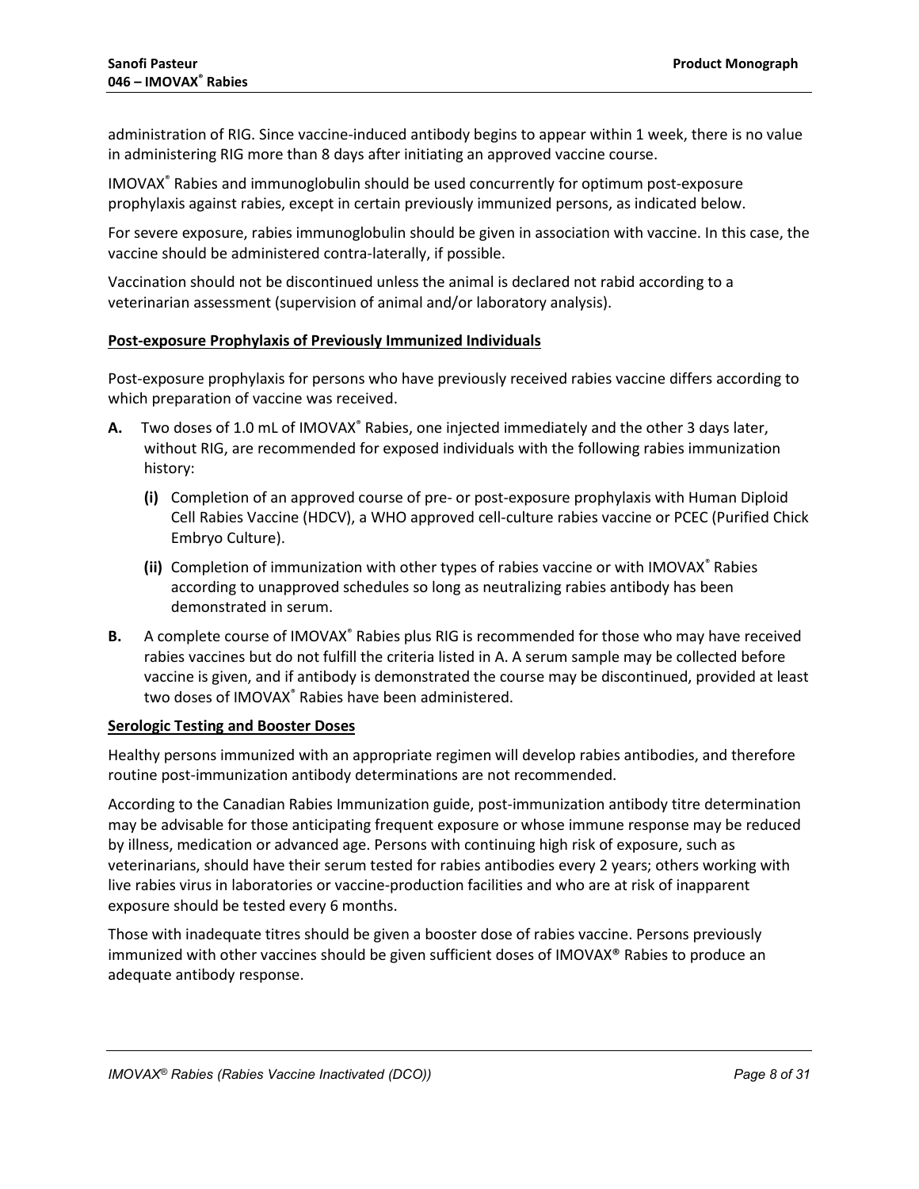administration of RIG. Since vaccine-induced antibody begins to appear within 1 week, there is no value in administering RIG more than 8 days after initiating an approved vaccine course.

IMOVAX® Rabies and immunoglobulin should be used concurrently for optimum post-exposure prophylaxis against rabies, except in certain previously immunized persons, as indicated below.

For severe exposure, rabies immunoglobulin should be given in association with vaccine. In this case, the vaccine should be administered contra-laterally, if possible.

Vaccination should not be discontinued unless the animal is declared not rabid according to a veterinarian assessment (supervision of animal and/or laboratory analysis).

**Post-exposure Prophylaxis of Previously Immunized Individuals**

Post-exposure prophylaxis for persons who have previously received rabies vaccine differs according to which preparation of vaccine was received.

**A.** Two doses of 1.0 mL of IMOVAX® Rabies, one injected immediately and the other 3 days later, without RIG, are recommended for exposed individuals with the following rabies immunization history:

- **(i)** Completion of an approved course of pre- or post-exposure prophylaxis with Human Diploid Cell Rabies Vaccine (HDCV), a WHO approved cell-culture rabies vaccine or PCEC (Purified Chick Embryo Culture).
- **(ii)** Completion of immunization with other types of rabies vaccine or with IMOVAX® Rabies according to unapproved schedules so long as neutralizing rabies antibody has been demonstrated in serum.

**B.** A complete course of IMOVAX® Rabies plus RIG is recommended for those who may have received rabies vaccines but do not fulfill the criteria listed in A. A serum sample may be collected before vaccine is given, and if antibody is demonstrated the course may be discontinued, provided at least two doses of IMOVAX® Rabies have been administered.

**Serologic Testing and Booster Doses**

Healthy persons immunized with an appropriate regimen will develop rabies antibodies, and therefore routine post-immunization antibody determinations are not recommended.

According to the Canadian Rabies Immunization guide, post-immunization antibody titre determination may be advisable for those anticipating frequent exposure or whose immune response may be reduced by illness, medication or advanced age. Persons with continuing high risk of exposure, such as veterinarians, should have their serum tested for rabies antibodies every 2 years; others working with live rabies virus in laboratories or vaccine-production facilities and who are at risk of inapparent exposure should be tested every 6 months.

Those with inadequate titres should be given a booster dose of rabies vaccine. Persons previously immunized with other vaccines should be given sufficient doses of IMOVAX® Rabies to produce an adequate antibody response.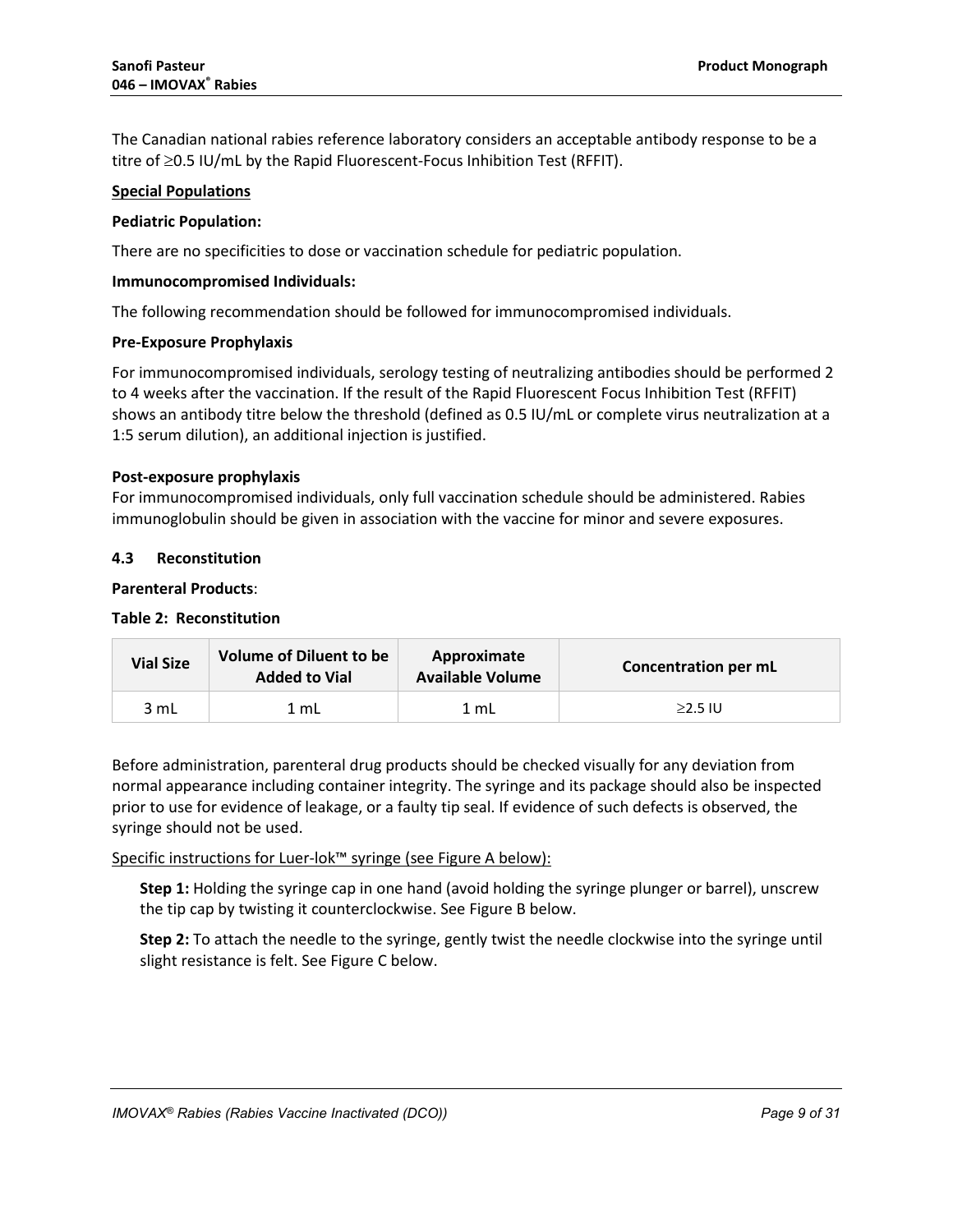The Canadian national rabies reference laboratory considers an acceptable antibody response to be a titre of ≥0.5 IU/mL by the Rapid Fluorescent-Focus Inhibition Test (RFFIT).

**<u>Special Populations</u>**

**Pediatric Population:**

There are no specificities to dose or vaccination schedule for pediatric population.

**Immunocompromised Individuals:**

The following recommendation should be followed for immunocompromised individuals.

**Pre-Exposure Prophylaxis**

For immunocompromised individuals, serology testing of neutralizing antibodies should be performed 2 to 4 weeks after the vaccination. If the result of the Rapid Fluorescent Focus Inhibition Test (RFFIT) shows an antibody titre below the threshold (defined as 0.5 IU/mL or complete virus neutralization at a 1:5 serum dilution), an additional injection is justified.

**Post-exposure prophylaxis**

For immunocompromised individuals, only full vaccination schedule should be administered. Rabies immunoglobulin should be given in association with the vaccine for minor and severe exposures.

### 4.3 Reconstitution

**Parenteral Products**:

**Table 2: Reconstitution**

| Vial Size | Volume of Diluent to be Added to Vial | Approximate Available Volume | Concentration per mL |
|---|---|---|---|
| 3 mL | 1 mL | 1 mL | ≥2.5 IU |

Before administration, parenteral drug products should be checked visually for any deviation from normal appearance including container integrity. The syringe and its package should also be inspected prior to use for evidence of leakage, or a faulty tip seal. If evidence of such defects is observed, the syringe should not be used.

<u>Specific instructions for Luer-lok™ syringe (see Figure A below):</u>

**Step 1:** Holding the syringe cap in one hand (avoid holding the syringe plunger or barrel), unscrew the tip cap by twisting it counterclockwise. See Figure B below.

**Step 2:** To attach the needle to the syringe, gently twist the needle clockwise into the syringe until slight resistance is felt. See Figure C below.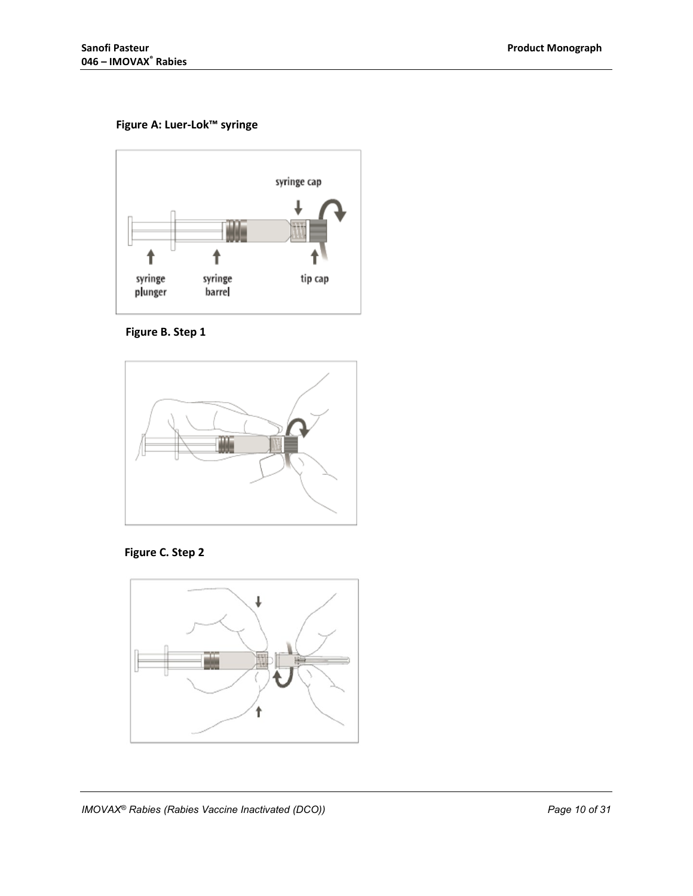**Figure A: Luer-Lok™ syringe**

syringe cap

syringe plunger

syringe barrel

tip cap

**Figure B. Step 1**

**Figure C. Step 2**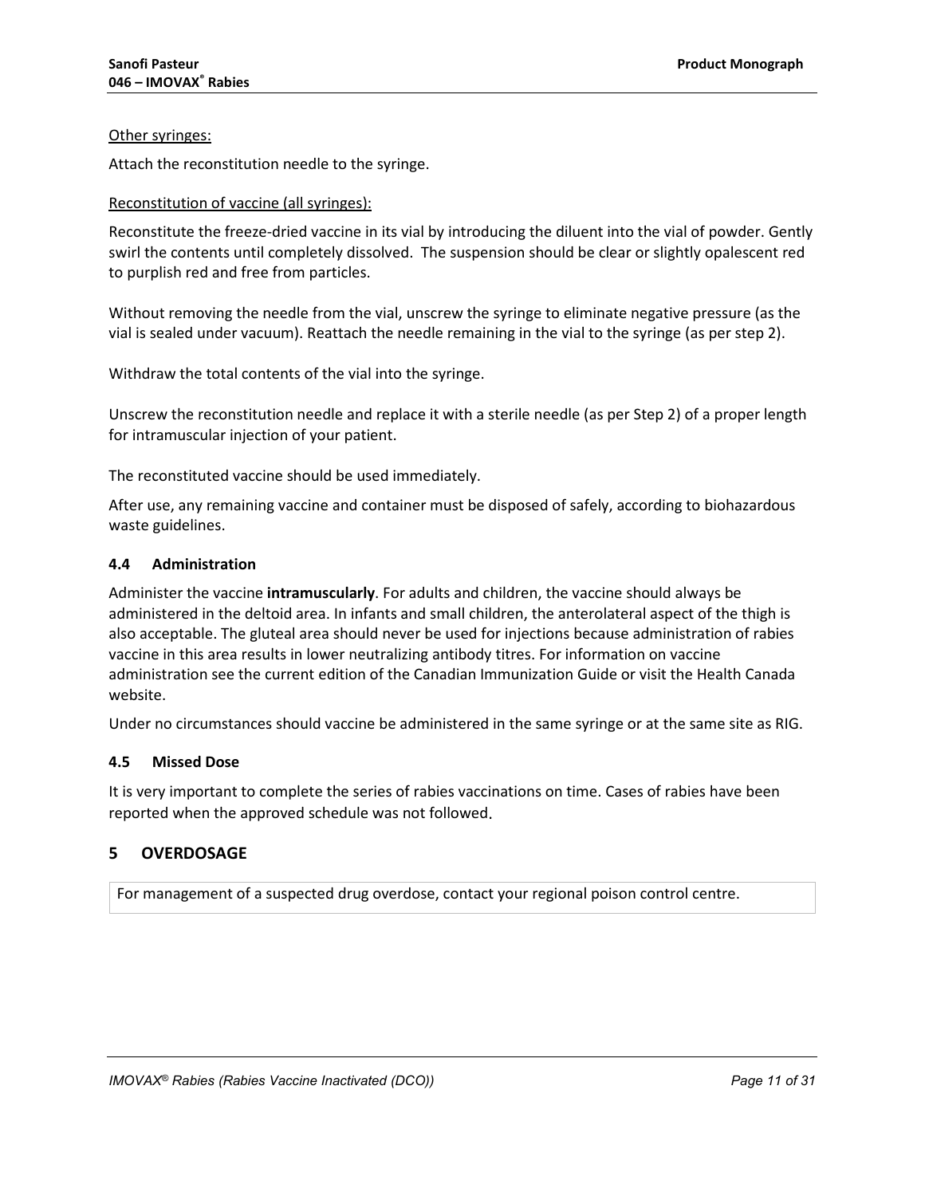Other syringes:

Attach the reconstitution needle to the syringe.

Reconstitution of vaccine (all syringes):

Reconstitute the freeze-dried vaccine in its vial by introducing the diluent into the vial of powder. Gently swirl the contents until completely dissolved. The suspension should be clear or slightly opalescent red to purplish red and free from particles.

Without removing the needle from the vial, unscrew the syringe to eliminate negative pressure (as the vial is sealed under vacuum). Reattach the needle remaining in the vial to the syringe (as per step 2).

Withdraw the total contents of the vial into the syringe.

Unscrew the reconstitution needle and replace it with a sterile needle (as per Step 2) of a proper length for intramuscular injection of your patient.

The reconstituted vaccine should be used immediately.

After use, any remaining vaccine and container must be disposed of safely, according to biohazardous waste guidelines.

### 4.4 Administration

Administer the vaccine **intramuscularly**. For adults and children, the vaccine should always be administered in the deltoid area. In infants and small children, the anterolateral aspect of the thigh is also acceptable. The gluteal area should never be used for injections because administration of rabies vaccine in this area results in lower neutralizing antibody titres. For information on vaccine administration see the current edition of the Canadian Immunization Guide or visit the Health Canada website.

Under no circumstances should vaccine be administered in the same syringe or at the same site as RIG.

### 4.5 Missed Dose

It is very important to complete the series of rabies vaccinations on time. Cases of rabies have been reported when the approved schedule was not followed.

## 5 OVERDOSAGE

| For management of a suspected drug overdose, contact your regional poison control centre. |
|---|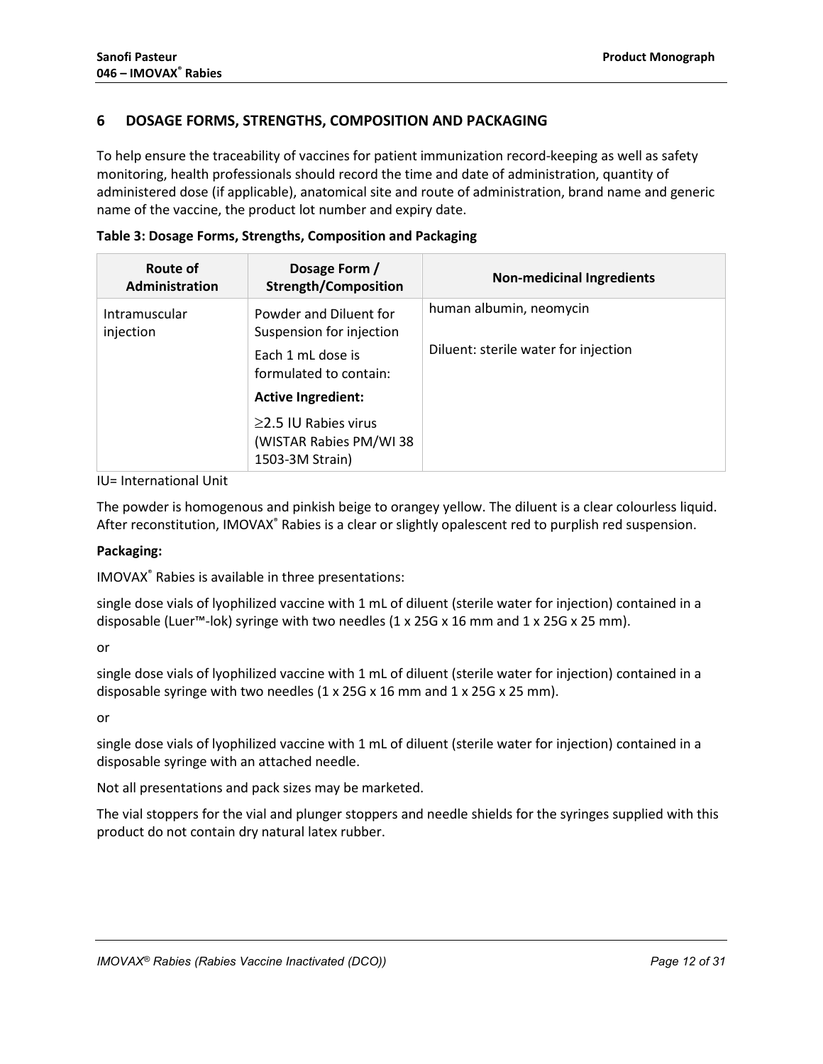## 6 DOSAGE FORMS, STRENGTHS, COMPOSITION AND PACKAGING

To help ensure the traceability of vaccines for patient immunization record-keeping as well as safety monitoring, health professionals should record the time and date of administration, quantity of administered dose (if applicable), anatomical site and route of administration, brand name and generic name of the vaccine, the product lot number and expiry date.

**Table 3: Dosage Forms, Strengths, Composition and Packaging**

| Route of Administration | Dosage Form / Strength/Composition | Non-medicinal Ingredients |
|---|---|---|
| Intramuscular injection | Powder and Diluent for Suspension for injection<br>Each 1 mL dose is formulated to contain:<br>**Active Ingredient:**<br>≥2.5 IU Rabies virus (WISTAR Rabies PM/WI 38 1503-3M Strain) | human albumin, neomycin<br>Diluent: sterile water for injection |

IU= International Unit

The powder is homogenous and pinkish beige to orangey yellow. The diluent is a clear colourless liquid. After reconstitution, IMOVAX® Rabies is a clear or slightly opalescent red to purplish red suspension.

**Packaging:**

IMOVAX® Rabies is available in three presentations:

single dose vials of lyophilized vaccine with 1 mL of diluent (sterile water for injection) contained in a disposable (Luer™-lok) syringe with two needles (1 x 25G x 16 mm and 1 x 25G x 25 mm).

or

single dose vials of lyophilized vaccine with 1 mL of diluent (sterile water for injection) contained in a disposable syringe with two needles (1 x 25G x 16 mm and 1 x 25G x 25 mm).

or

single dose vials of lyophilized vaccine with 1 mL of diluent (sterile water for injection) contained in a disposable syringe with an attached needle.

Not all presentations and pack sizes may be marketed.

The vial stoppers for the vial and plunger stoppers and needle shields for the syringes supplied with this product do not contain dry natural latex rubber.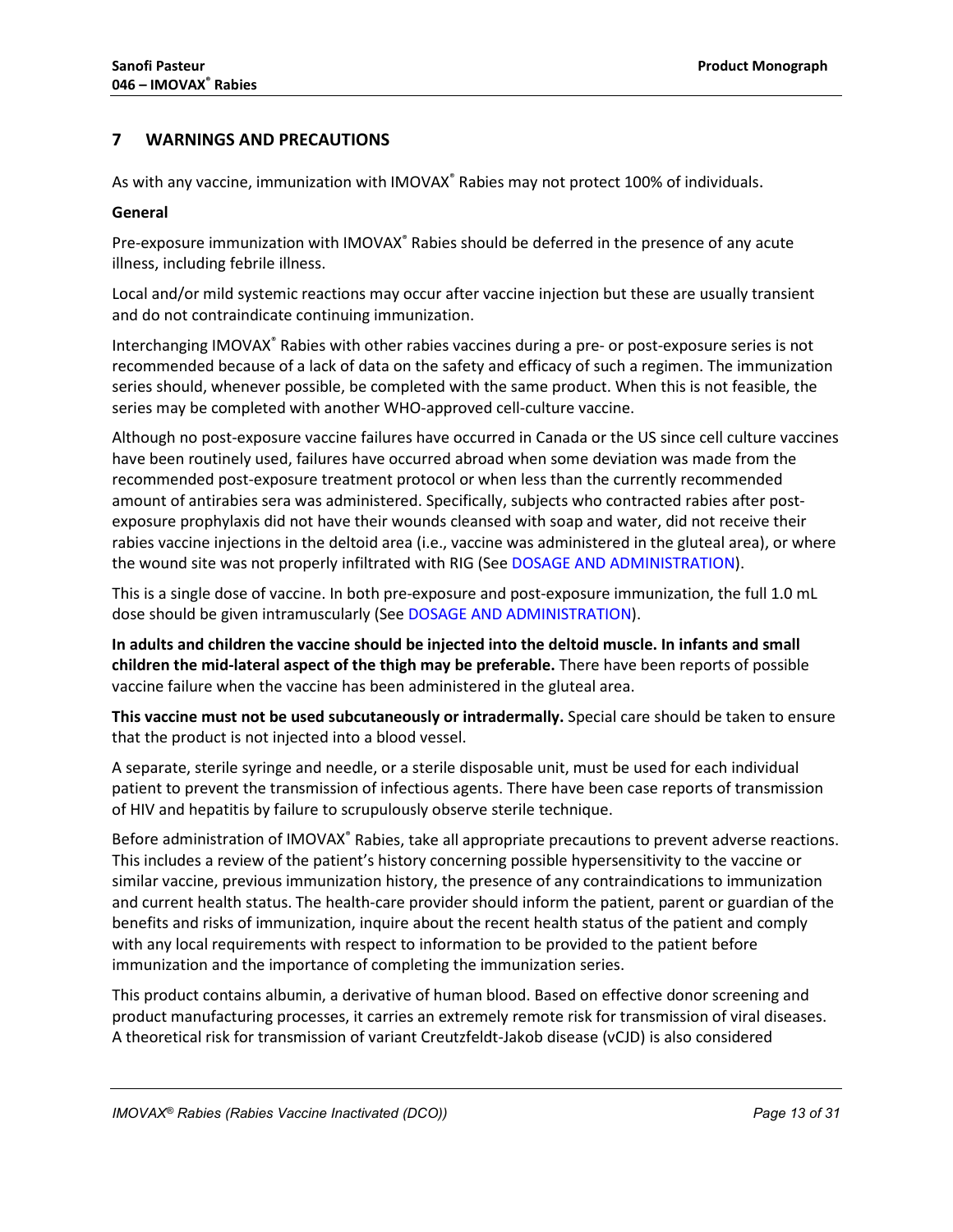## 7 WARNINGS AND PRECAUTIONS

As with any vaccine, immunization with IMOVAX® Rabies may not protect 100% of individuals.

**General**

Pre-exposure immunization with IMOVAX® Rabies should be deferred in the presence of any acute illness, including febrile illness.

Local and/or mild systemic reactions may occur after vaccine injection but these are usually transient and do not contraindicate continuing immunization.

Interchanging IMOVAX® Rabies with other rabies vaccines during a pre- or post-exposure series is not recommended because of a lack of data on the safety and efficacy of such a regimen. The immunization series should, whenever possible, be completed with the same product. When this is not feasible, the series may be completed with another WHO-approved cell-culture vaccine.

Although no post-exposure vaccine failures have occurred in Canada or the US since cell culture vaccines have been routinely used, failures have occurred abroad when some deviation was made from the recommended post-exposure treatment protocol or when less than the currently recommended amount of antirabies sera was administered. Specifically, subjects who contracted rabies after post-exposure prophylaxis did not have their wounds cleansed with soap and water, did not receive their rabies vaccine injections in the deltoid area (i.e., vaccine was administered in the gluteal area), or where the wound site was not properly infiltrated with RIG (See DOSAGE AND ADMINISTRATION).

This is a single dose of vaccine. In both pre-exposure and post-exposure immunization, the full 1.0 mL dose should be given intramuscularly (See DOSAGE AND ADMINISTRATION).

**In adults and children the vaccine should be injected into the deltoid muscle. In infants and small children the mid-lateral aspect of the thigh may be preferable.** There have been reports of possible vaccine failure when the vaccine has been administered in the gluteal area.

**This vaccine must not be used subcutaneously or intradermally.** Special care should be taken to ensure that the product is not injected into a blood vessel.

A separate, sterile syringe and needle, or a sterile disposable unit, must be used for each individual patient to prevent the transmission of infectious agents. There have been case reports of transmission of HIV and hepatitis by failure to scrupulously observe sterile technique.

Before administration of IMOVAX® Rabies, take all appropriate precautions to prevent adverse reactions. This includes a review of the patient's history concerning possible hypersensitivity to the vaccine or similar vaccine, previous immunization history, the presence of any contraindications to immunization and current health status. The health-care provider should inform the patient, parent or guardian of the benefits and risks of immunization, inquire about the recent health status of the patient and comply with any local requirements with respect to information to be provided to the patient before immunization and the importance of completing the immunization series.

This product contains albumin, a derivative of human blood. Based on effective donor screening and product manufacturing processes, it carries an extremely remote risk for transmission of viral diseases. A theoretical risk for transmission of variant Creutzfeldt-Jakob disease (vCJD) is also considered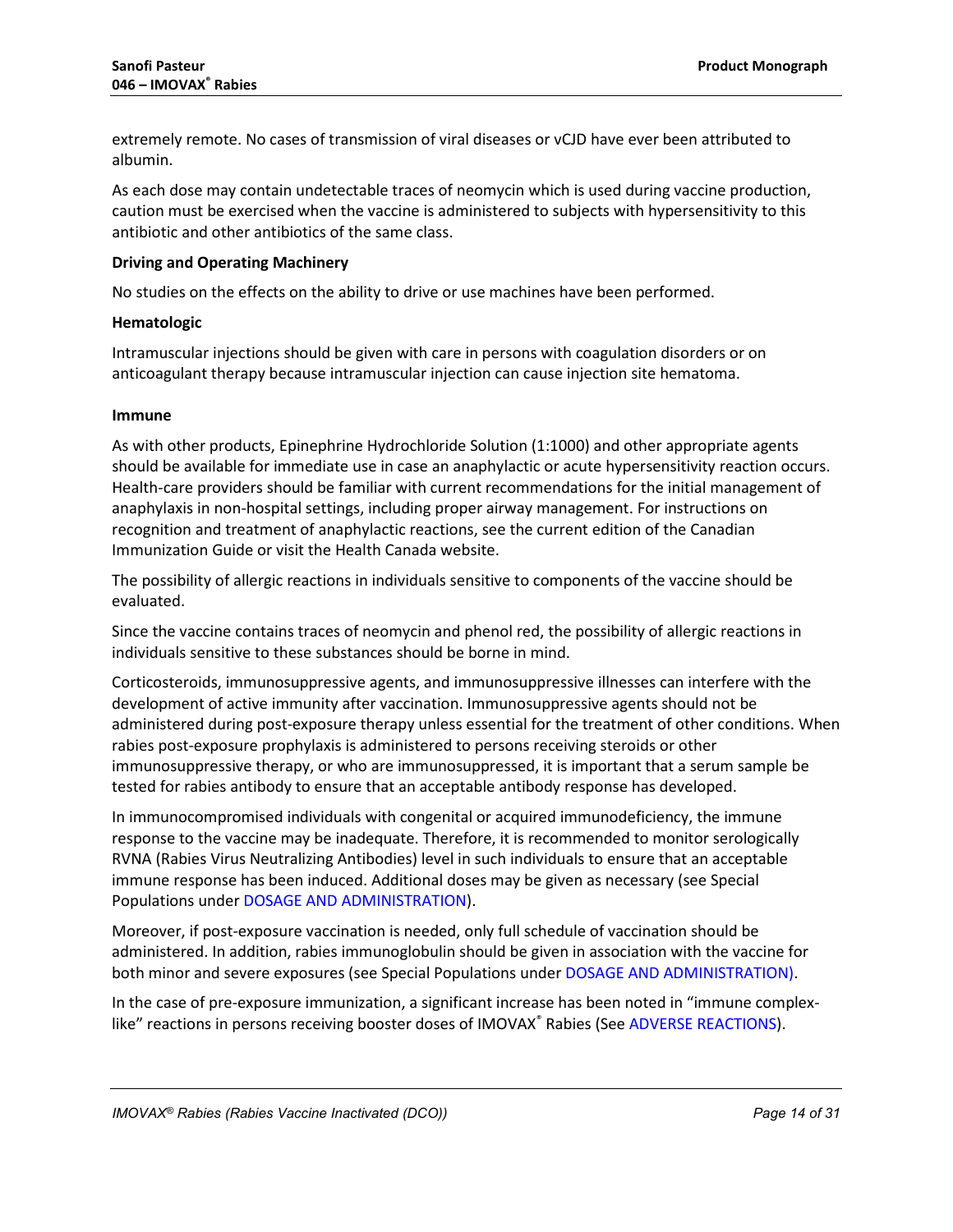extremely remote. No cases of transmission of viral diseases or vCJD have ever been attributed to albumin.

As each dose may contain undetectable traces of neomycin which is used during vaccine production, caution must be exercised when the vaccine is administered to subjects with hypersensitivity to this antibiotic and other antibiotics of the same class.

**Driving and Operating Machinery**

No studies on the effects on the ability to drive or use machines have been performed.

**Hematologic**

Intramuscular injections should be given with care in persons with coagulation disorders or on anticoagulant therapy because intramuscular injection can cause injection site hematoma.

**Immune**

As with other products, Epinephrine Hydrochloride Solution (1:1000) and other appropriate agents should be available for immediate use in case an anaphylactic or acute hypersensitivity reaction occurs. Health-care providers should be familiar with current recommendations for the initial management of anaphylaxis in non-hospital settings, including proper airway management. For instructions on recognition and treatment of anaphylactic reactions, see the current edition of the Canadian Immunization Guide or visit the Health Canada website.

The possibility of allergic reactions in individuals sensitive to components of the vaccine should be evaluated.

Since the vaccine contains traces of neomycin and phenol red, the possibility of allergic reactions in individuals sensitive to these substances should be borne in mind.

Corticosteroids, immunosuppressive agents, and immunosuppressive illnesses can interfere with the development of active immunity after vaccination. Immunosuppressive agents should not be administered during post-exposure therapy unless essential for the treatment of other conditions. When rabies post-exposure prophylaxis is administered to persons receiving steroids or other immunosuppressive therapy, or who are immunosuppressed, it is important that a serum sample be tested for rabies antibody to ensure that an acceptable antibody response has developed.

In immunocompromised individuals with congenital or acquired immunodeficiency, the immune response to the vaccine may be inadequate. Therefore, it is recommended to monitor serologically RVNA (Rabies Virus Neutralizing Antibodies) level in such individuals to ensure that an acceptable immune response has been induced. Additional doses may be given as necessary (see Special Populations under DOSAGE AND ADMINISTRATION).

Moreover, if post-exposure vaccination is needed, only full schedule of vaccination should be administered. In addition, rabies immunoglobulin should be given in association with the vaccine for both minor and severe exposures (see Special Populations under DOSAGE AND ADMINISTRATION).

In the case of pre-exposure immunization, a significant increase has been noted in "immune complex-like" reactions in persons receiving booster doses of IMOVAX® Rabies (See ADVERSE REACTIONS).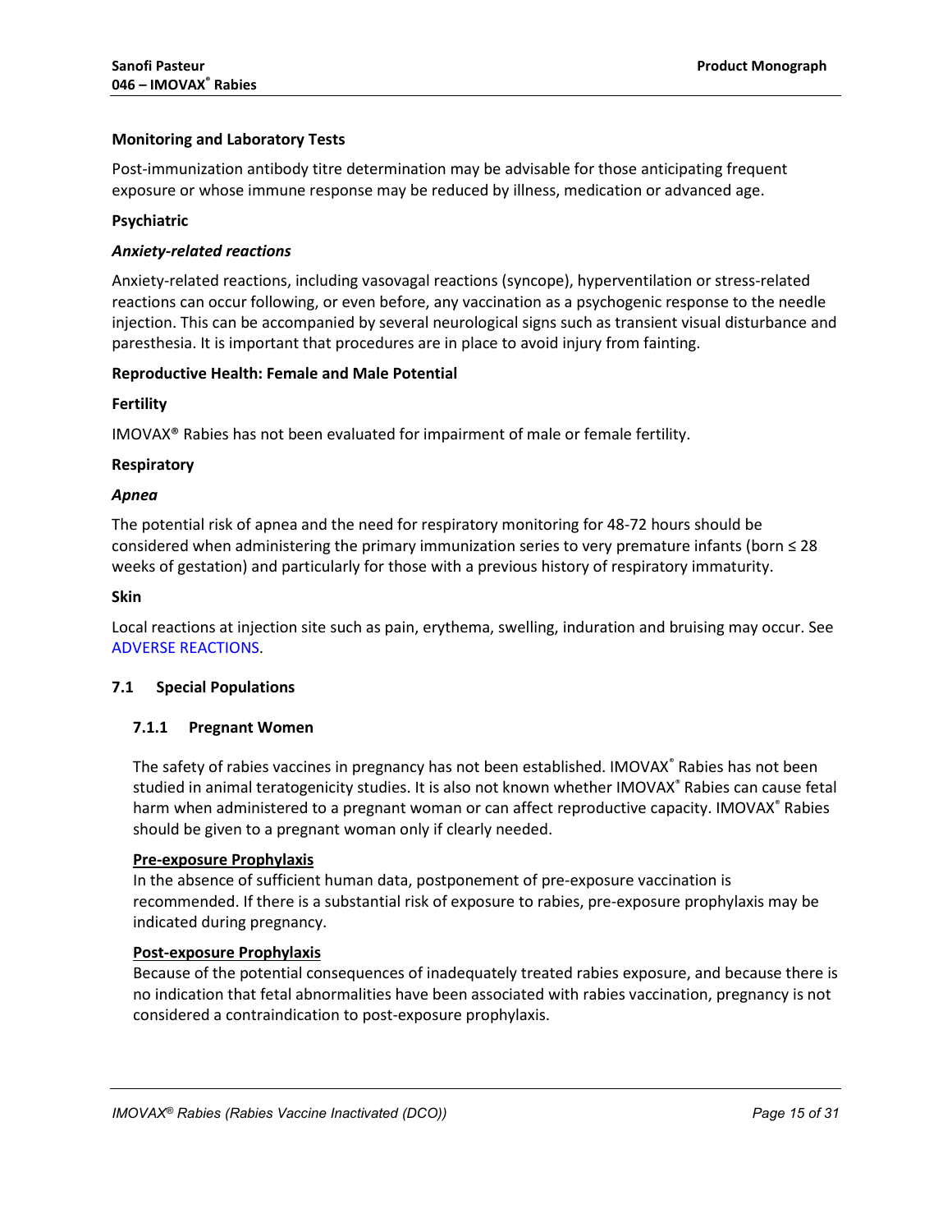**Monitoring and Laboratory Tests**

Post-immunization antibody titre determination may be advisable for those anticipating frequent exposure or whose immune response may be reduced by illness, medication or advanced age.

**Psychiatric**

***Anxiety-related reactions***

Anxiety-related reactions, including vasovagal reactions (syncope), hyperventilation or stress-related reactions can occur following, or even before, any vaccination as a psychogenic response to the needle injection. This can be accompanied by several neurological signs such as transient visual disturbance and paresthesia. It is important that procedures are in place to avoid injury from fainting.

**Reproductive Health: Female and Male Potential**

**Fertility**

IMOVAX® Rabies has not been evaluated for impairment of male or female fertility.

**Respiratory**

***Apnea***

The potential risk of apnea and the need for respiratory monitoring for 48-72 hours should be considered when administering the primary immunization series to very premature infants (born ≤ 28 weeks of gestation) and particularly for those with a previous history of respiratory immaturity.

**Skin**

Local reactions at injection site such as pain, erythema, swelling, induration and bruising may occur. See ADVERSE REACTIONS.

## 7.1 Special Populations

### 7.1.1 Pregnant Women

The safety of rabies vaccines in pregnancy has not been established. IMOVAX® Rabies has not been studied in animal teratogenicity studies. It is also not known whether IMOVAX® Rabies can cause fetal harm when administered to a pregnant woman or can affect reproductive capacity. IMOVAX® Rabies should be given to a pregnant woman only if clearly needed.

**Pre-exposure Prophylaxis**

In the absence of sufficient human data, postponement of pre-exposure vaccination is recommended. If there is a substantial risk of exposure to rabies, pre-exposure prophylaxis may be indicated during pregnancy.

**Post-exposure Prophylaxis**

Because of the potential consequences of inadequately treated rabies exposure, and because there is no indication that fetal abnormalities have been associated with rabies vaccination, pregnancy is not considered a contraindication to post-exposure prophylaxis.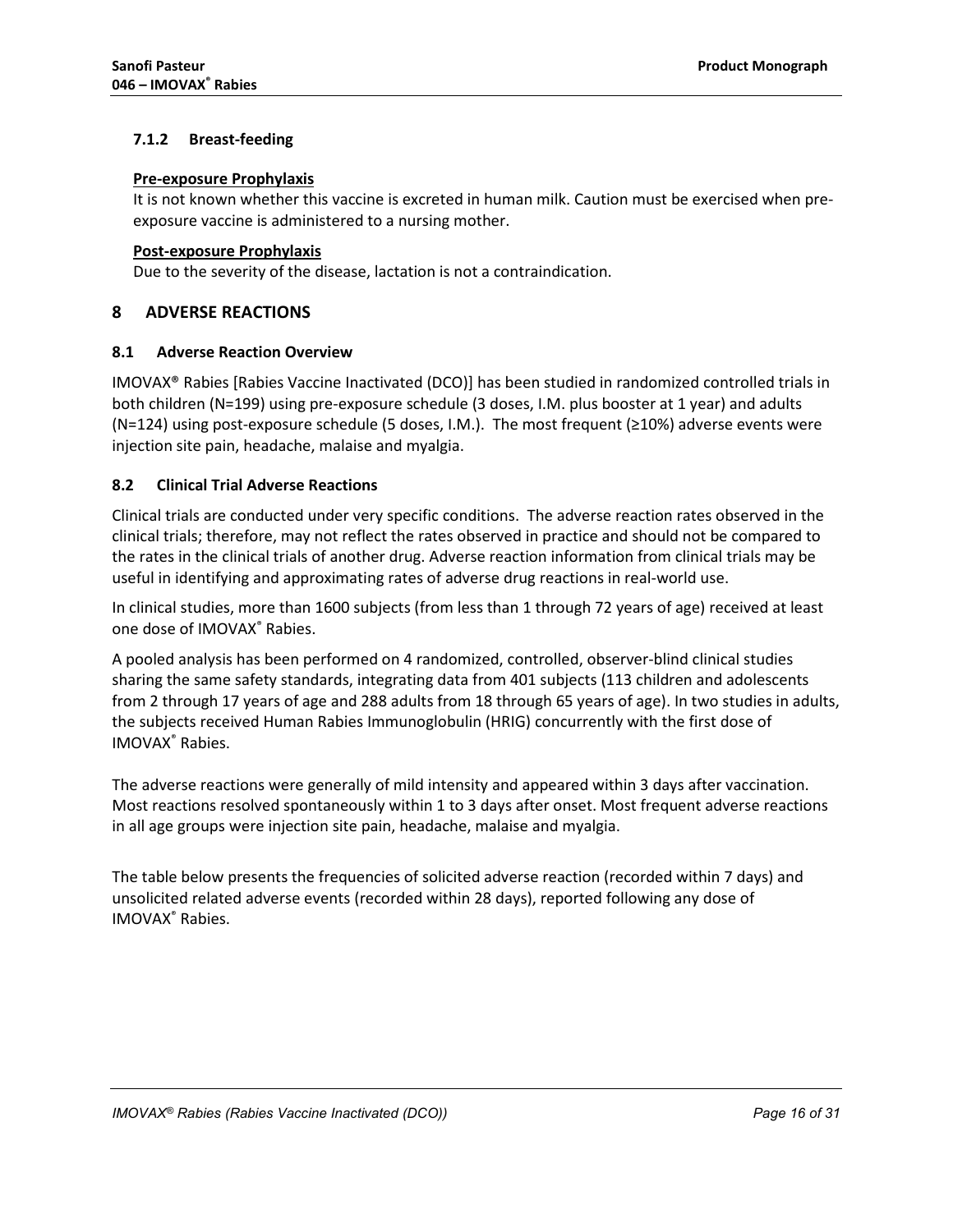### 7.1.2 Breast-feeding

**Pre-exposure Prophylaxis**

It is not known whether this vaccine is excreted in human milk. Caution must be exercised when pre-exposure vaccine is administered to a nursing mother.

**Post-exposure Prophylaxis**

Due to the severity of the disease, lactation is not a contraindication.

## 8 ADVERSE REACTIONS

### 8.1 Adverse Reaction Overview

IMOVAX® Rabies [Rabies Vaccine Inactivated (DCO)] has been studied in randomized controlled trials in both children (N=199) using pre-exposure schedule (3 doses, I.M. plus booster at 1 year) and adults (N=124) using post-exposure schedule (5 doses, I.M.). The most frequent (≥10%) adverse events were injection site pain, headache, malaise and myalgia.

### 8.2 Clinical Trial Adverse Reactions

Clinical trials are conducted under very specific conditions. The adverse reaction rates observed in the clinical trials; therefore, may not reflect the rates observed in practice and should not be compared to the rates in the clinical trials of another drug. Adverse reaction information from clinical trials may be useful in identifying and approximating rates of adverse drug reactions in real-world use.

In clinical studies, more than 1600 subjects (from less than 1 through 72 years of age) received at least one dose of IMOVAX® Rabies.

A pooled analysis has been performed on 4 randomized, controlled, observer-blind clinical studies sharing the same safety standards, integrating data from 401 subjects (113 children and adolescents from 2 through 17 years of age and 288 adults from 18 through 65 years of age). In two studies in adults, the subjects received Human Rabies Immunoglobulin (HRIG) concurrently with the first dose of IMOVAX® Rabies.

The adverse reactions were generally of mild intensity and appeared within 3 days after vaccination. Most reactions resolved spontaneously within 1 to 3 days after onset. Most frequent adverse reactions in all age groups were injection site pain, headache, malaise and myalgia.

The table below presents the frequencies of solicited adverse reaction (recorded within 7 days) and unsolicited related adverse events (recorded within 28 days), reported following any dose of IMOVAX® Rabies.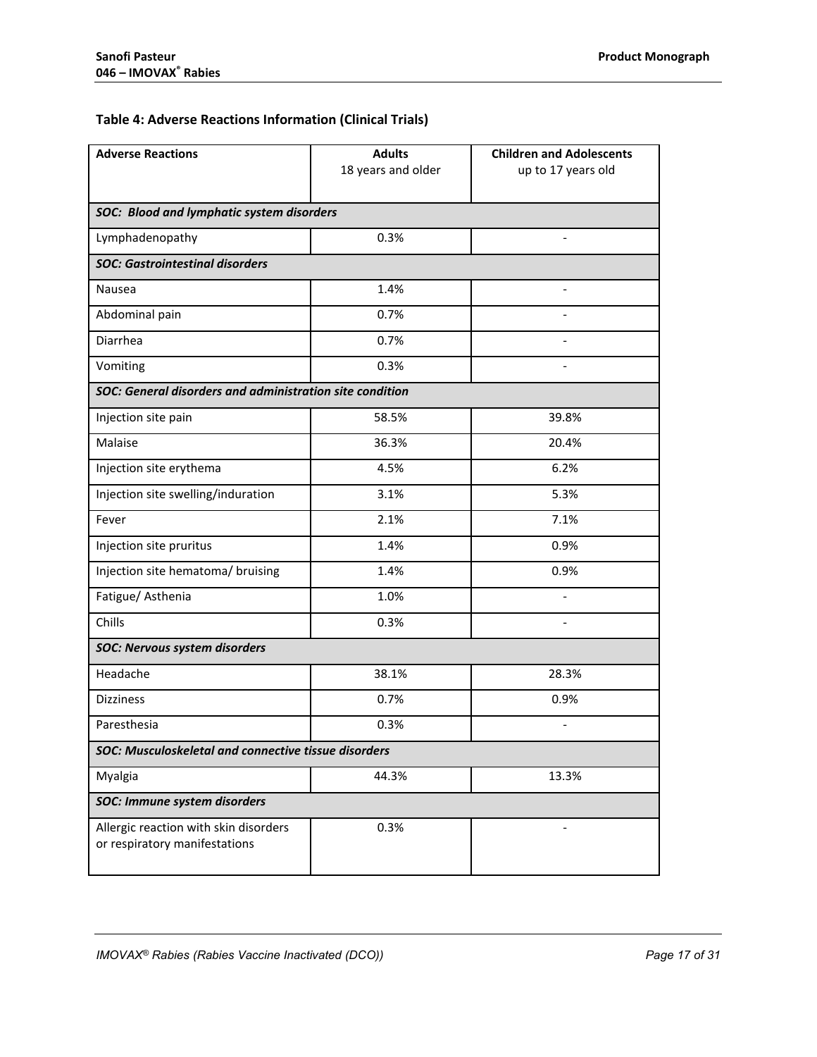**Table 4: Adverse Reactions Information (Clinical Trials)**

| Adverse Reactions | Adults 18 years and older | Children and Adolescents up to 17 years old |
|---|---|---|
| ***SOC: Blood and lymphatic system disorders*** | | |
| Lymphadenopathy | 0.3% | - |
| ***SOC: Gastrointestinal disorders*** | | |
| Nausea | 1.4% | - |
| Abdominal pain | 0.7% | - |
| Diarrhea | 0.7% | - |
| Vomiting | 0.3% | - |
| ***SOC: General disorders and administration site condition*** | | |
| Injection site pain | 58.5% | 39.8% |
| Malaise | 36.3% | 20.4% |
| Injection site erythema | 4.5% | 6.2% |
| Injection site swelling/induration | 3.1% | 5.3% |
| Fever | 2.1% | 7.1% |
| Injection site pruritus | 1.4% | 0.9% |
| Injection site hematoma/ bruising | 1.4% | 0.9% |
| Fatigue/ Asthenia | 1.0% | - |
| Chills | 0.3% | - |
| ***SOC: Nervous system disorders*** | | |
| Headache | 38.1% | 28.3% |
| Dizziness | 0.7% | 0.9% |
| Paresthesia | 0.3% | - |
| ***SOC: Musculoskeletal and connective tissue disorders*** | | |
| Myalgia | 44.3% | 13.3% |
| ***SOC: Immune system disorders*** | | |
| Allergic reaction with skin disorders or respiratory manifestations | 0.3% | - |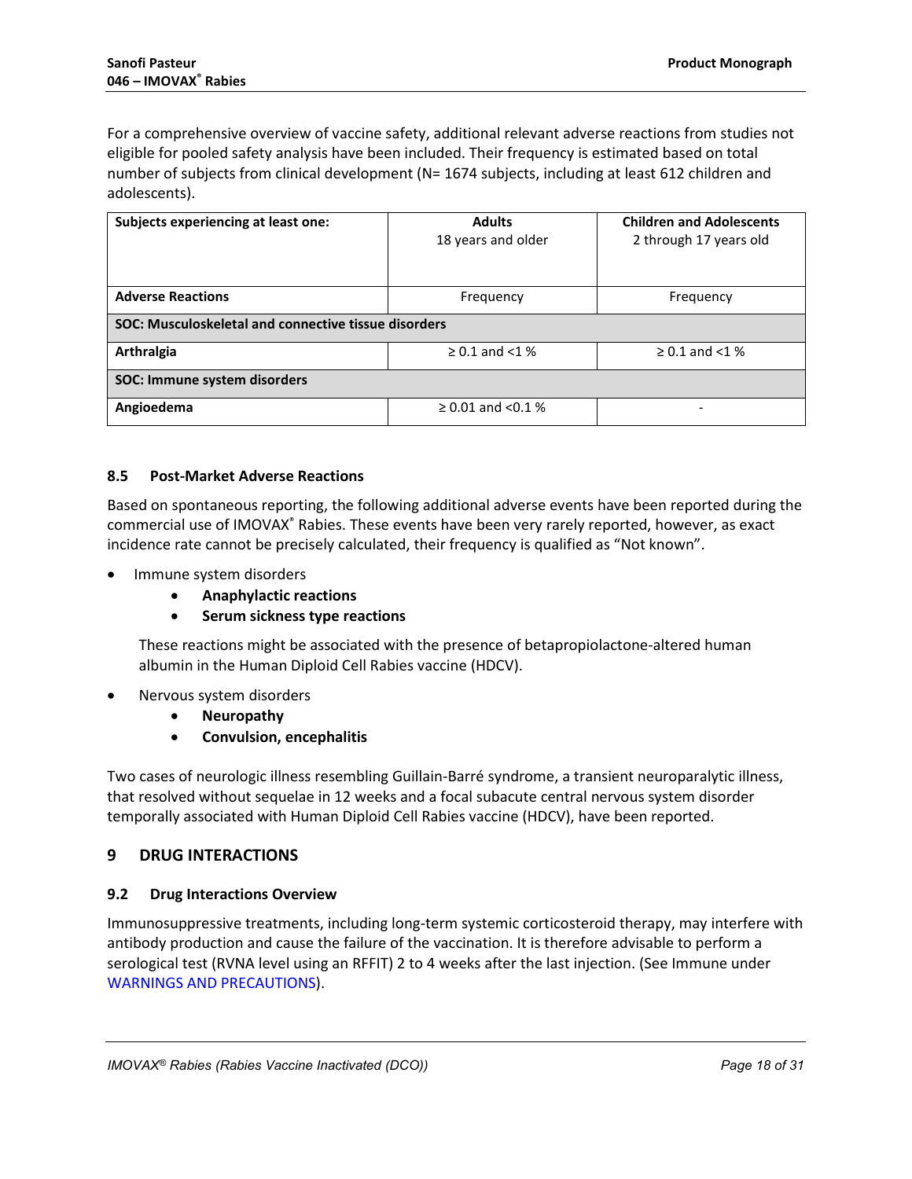For a comprehensive overview of vaccine safety, additional relevant adverse reactions from studies not eligible for pooled safety analysis have been included. Their frequency is estimated based on total number of subjects from clinical development (N= 1674 subjects, including at least 612 children and adolescents).

| **Subjects experiencing at least one:** | **Adults** 18 years and older | **Children and Adolescents** 2 through 17 years old |
|---|---|---|
| **Adverse Reactions** | Frequency | Frequency |
| **SOC: Musculoskeletal and connective tissue disorders** | | |
| **Arthralgia** | ≥ 0.1 and <1 % | ≥ 0.1 and <1 % |
| **SOC: Immune system disorders** | | |
| **Angioedema** | ≥ 0.01 and <0.1 % | - |

### 8.5 Post-Market Adverse Reactions

Based on spontaneous reporting, the following additional adverse events have been reported during the commercial use of IMOVAX® Rabies. These events have been very rarely reported, however, as exact incidence rate cannot be precisely calculated, their frequency is qualified as "Not known".

- Immune system disorders
  - **Anaphylactic reactions**
  - **Serum sickness type reactions**

  These reactions might be associated with the presence of betapropiolactone-altered human albumin in the Human Diploid Cell Rabies vaccine (HDCV).

- Nervous system disorders
  - **Neuropathy**
  - **Convulsion, encephalitis**

Two cases of neurologic illness resembling Guillain-Barré syndrome, a transient neuroparalytic illness, that resolved without sequelae in 12 weeks and a focal subacute central nervous system disorder temporally associated with Human Diploid Cell Rabies vaccine (HDCV), have been reported.

## 9 DRUG INTERACTIONS

### 9.2 Drug Interactions Overview

Immunosuppressive treatments, including long-term systemic corticosteroid therapy, may interfere with antibody production and cause the failure of the vaccination. It is therefore advisable to perform a serological test (RVNA level using an RFFIT) 2 to 4 weeks after the last injection. (See Immune under WARNINGS AND PRECAUTIONS).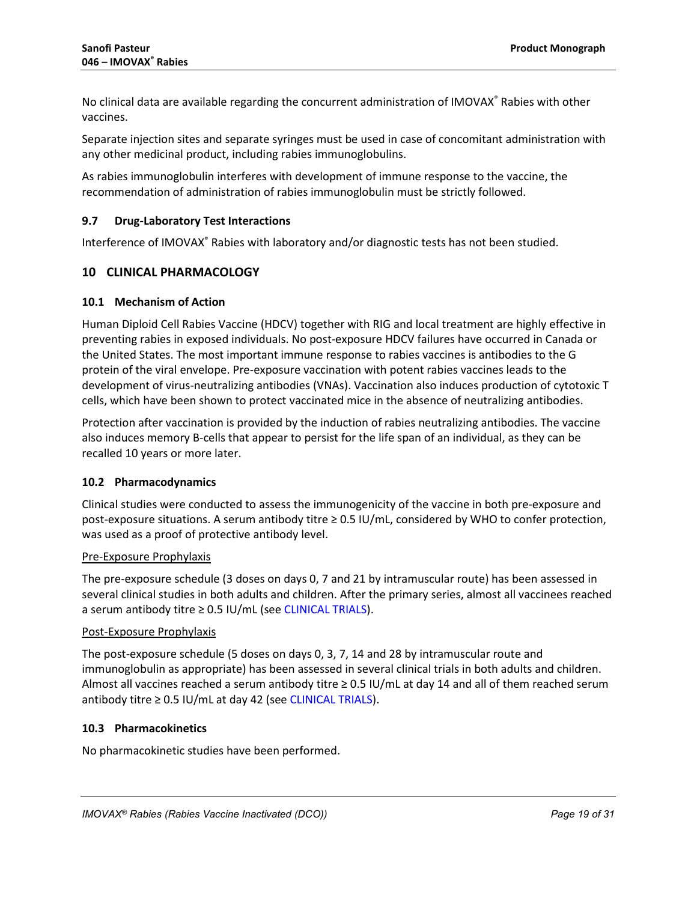No clinical data are available regarding the concurrent administration of IMOVAX® Rabies with other vaccines.

Separate injection sites and separate syringes must be used in case of concomitant administration with any other medicinal product, including rabies immunoglobulins.

As rabies immunoglobulin interferes with development of immune response to the vaccine, the recommendation of administration of rabies immunoglobulin must be strictly followed.

### 9.7 Drug-Laboratory Test Interactions

Interference of IMOVAX® Rabies with laboratory and/or diagnostic tests has not been studied.

## 10 CLINICAL PHARMACOLOGY

### 10.1 Mechanism of Action

Human Diploid Cell Rabies Vaccine (HDCV) together with RIG and local treatment are highly effective in preventing rabies in exposed individuals. No post-exposure HDCV failures have occurred in Canada or the United States. The most important immune response to rabies vaccines is antibodies to the G protein of the viral envelope. Pre-exposure vaccination with potent rabies vaccines leads to the development of virus-neutralizing antibodies (VNAs). Vaccination also induces production of cytotoxic T cells, which have been shown to protect vaccinated mice in the absence of neutralizing antibodies.

Protection after vaccination is provided by the induction of rabies neutralizing antibodies. The vaccine also induces memory B-cells that appear to persist for the life span of an individual, as they can be recalled 10 years or more later.

### 10.2 Pharmacodynamics

Clinical studies were conducted to assess the immunogenicity of the vaccine in both pre-exposure and post-exposure situations. A serum antibody titre ≥ 0.5 IU/mL, considered by WHO to confer protection, was used as a proof of protective antibody level.

<u>Pre-Exposure Prophylaxis</u>

The pre-exposure schedule (3 doses on days 0, 7 and 21 by intramuscular route) has been assessed in several clinical studies in both adults and children. After the primary series, almost all vaccinees reached a serum antibody titre ≥ 0.5 IU/mL (see CLINICAL TRIALS).

<u>Post-Exposure Prophylaxis</u>

The post-exposure schedule (5 doses on days 0, 3, 7, 14 and 28 by intramuscular route and immunoglobulin as appropriate) has been assessed in several clinical trials in both adults and children. Almost all vaccines reached a serum antibody titre ≥ 0.5 IU/mL at day 14 and all of them reached serum antibody titre ≥ 0.5 IU/mL at day 42 (see CLINICAL TRIALS).

### 10.3 Pharmacokinetics

No pharmacokinetic studies have been performed.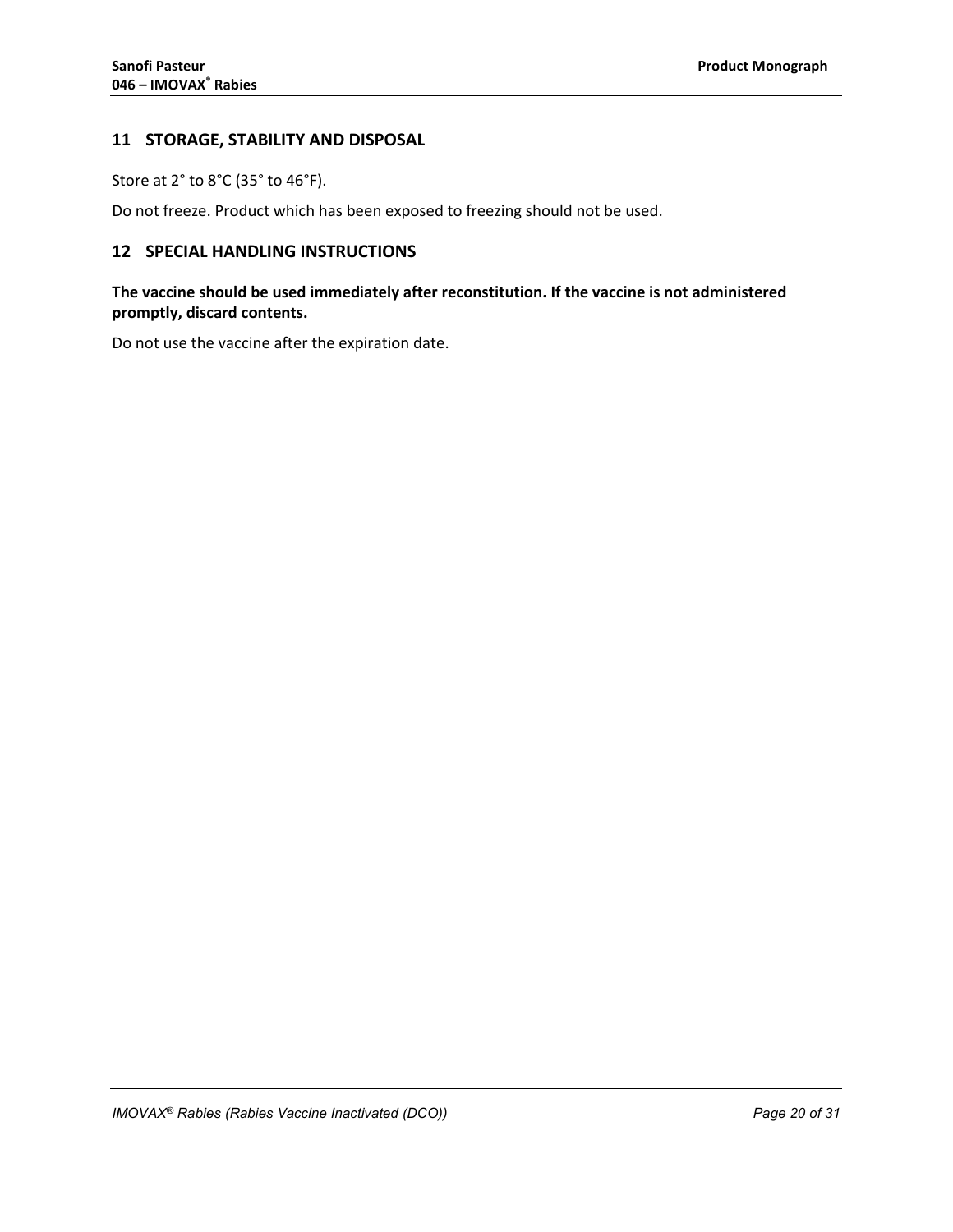## 11 STORAGE, STABILITY AND DISPOSAL

Store at 2° to 8°C (35° to 46°F).

Do not freeze. Product which has been exposed to freezing should not be used.

## 12 SPECIAL HANDLING INSTRUCTIONS

**The vaccine should be used immediately after reconstitution. If the vaccine is not administered promptly, discard contents.**

Do not use the vaccine after the expiration date.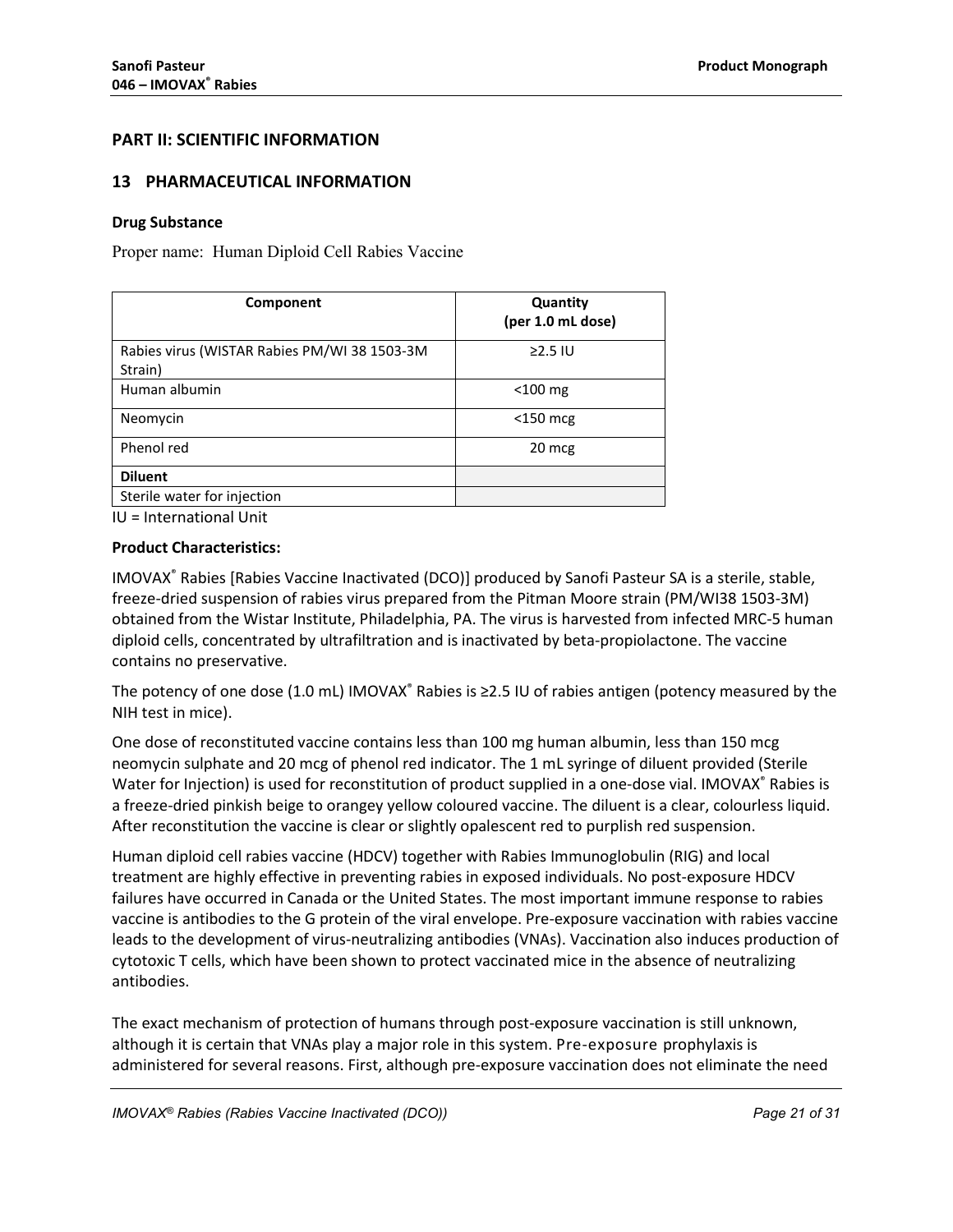# PART II: SCIENTIFIC INFORMATION

## 13 PHARMACEUTICAL INFORMATION

### Drug Substance

Proper name: Human Diploid Cell Rabies Vaccine

| Component | Quantity (per 1.0 mL dose) |
|---|---|
| Rabies virus (WISTAR Rabies PM/WI 38 1503-3M Strain) | ≥2.5 IU |
| Human albumin | <100 mg |
| Neomycin | <150 mcg |
| Phenol red | 20 mcg |
| **Diluent** | |
| Sterile water for injection | |

IU = International Unit

### Product Characteristics:

IMOVAX® Rabies [Rabies Vaccine Inactivated (DCO)] produced by Sanofi Pasteur SA is a sterile, stable, freeze-dried suspension of rabies virus prepared from the Pitman Moore strain (PM/WI38 1503-3M) obtained from the Wistar Institute, Philadelphia, PA. The virus is harvested from infected MRC-5 human diploid cells, concentrated by ultrafiltration and is inactivated by beta-propiolactone. The vaccine contains no preservative.

The potency of one dose (1.0 mL) IMOVAX® Rabies is ≥2.5 IU of rabies antigen (potency measured by the NIH test in mice).

One dose of reconstituted vaccine contains less than 100 mg human albumin, less than 150 mcg neomycin sulphate and 20 mcg of phenol red indicator. The 1 mL syringe of diluent provided (Sterile Water for Injection) is used for reconstitution of product supplied in a one-dose vial. IMOVAX® Rabies is a freeze-dried pinkish beige to orangey yellow coloured vaccine. The diluent is a clear, colourless liquid. After reconstitution the vaccine is clear or slightly opalescent red to purplish red suspension.

Human diploid cell rabies vaccine (HDCV) together with Rabies Immunoglobulin (RIG) and local treatment are highly effective in preventing rabies in exposed individuals. No post-exposure HDCV failures have occurred in Canada or the United States. The most important immune response to rabies vaccine is antibodies to the G protein of the viral envelope. Pre-exposure vaccination with rabies vaccine leads to the development of virus-neutralizing antibodies (VNAs). Vaccination also induces production of cytotoxic T cells, which have been shown to protect vaccinated mice in the absence of neutralizing antibodies.

The exact mechanism of protection of humans through post-exposure vaccination is still unknown, although it is certain that VNAs play a major role in this system. Pre-exposure prophylaxis is administered for several reasons. First, although pre-exposure vaccination does not eliminate the need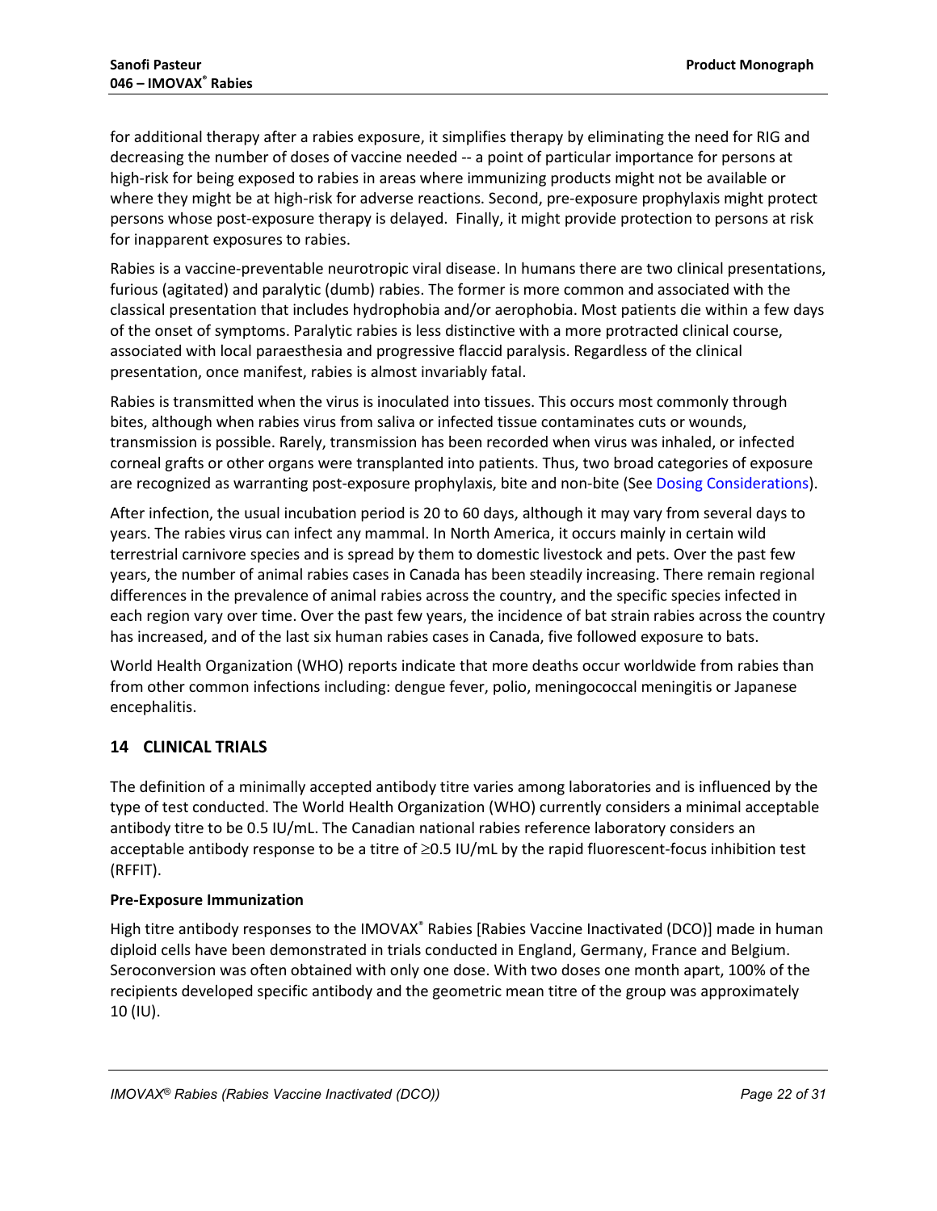for additional therapy after a rabies exposure, it simplifies therapy by eliminating the need for RIG and decreasing the number of doses of vaccine needed -- a point of particular importance for persons at high-risk for being exposed to rabies in areas where immunizing products might not be available or where they might be at high-risk for adverse reactions. Second, pre-exposure prophylaxis might protect persons whose post-exposure therapy is delayed. Finally, it might provide protection to persons at risk for inapparent exposures to rabies.

Rabies is a vaccine-preventable neurotropic viral disease. In humans there are two clinical presentations, furious (agitated) and paralytic (dumb) rabies. The former is more common and associated with the classical presentation that includes hydrophobia and/or aerophobia. Most patients die within a few days of the onset of symptoms. Paralytic rabies is less distinctive with a more protracted clinical course, associated with local paraesthesia and progressive flaccid paralysis. Regardless of the clinical presentation, once manifest, rabies is almost invariably fatal.

Rabies is transmitted when the virus is inoculated into tissues. This occurs most commonly through bites, although when rabies virus from saliva or infected tissue contaminates cuts or wounds, transmission is possible. Rarely, transmission has been recorded when virus was inhaled, or infected corneal grafts or other organs were transplanted into patients. Thus, two broad categories of exposure are recognized as warranting post-exposure prophylaxis, bite and non-bite (See Dosing Considerations).

After infection, the usual incubation period is 20 to 60 days, although it may vary from several days to years. The rabies virus can infect any mammal. In North America, it occurs mainly in certain wild terrestrial carnivore species and is spread by them to domestic livestock and pets. Over the past few years, the number of animal rabies cases in Canada has been steadily increasing. There remain regional differences in the prevalence of animal rabies across the country, and the specific species infected in each region vary over time. Over the past few years, the incidence of bat strain rabies across the country has increased, and of the last six human rabies cases in Canada, five followed exposure to bats.

World Health Organization (WHO) reports indicate that more deaths occur worldwide from rabies than from other common infections including: dengue fever, polio, meningococcal meningitis or Japanese encephalitis.

## 14 CLINICAL TRIALS

The definition of a minimally accepted antibody titre varies among laboratories and is influenced by the type of test conducted. The World Health Organization (WHO) currently considers a minimal acceptable antibody titre to be 0.5 IU/mL. The Canadian national rabies reference laboratory considers an acceptable antibody response to be a titre of $\geq$0.5 IU/mL by the rapid fluorescent-focus inhibition test (RFFIT).

**Pre-Exposure Immunization**

High titre antibody responses to the IMOVAX® Rabies [Rabies Vaccine Inactivated (DCO)] made in human diploid cells have been demonstrated in trials conducted in England, Germany, France and Belgium. Seroconversion was often obtained with only one dose. With two doses one month apart, 100% of the recipients developed specific antibody and the geometric mean titre of the group was approximately 10 (IU).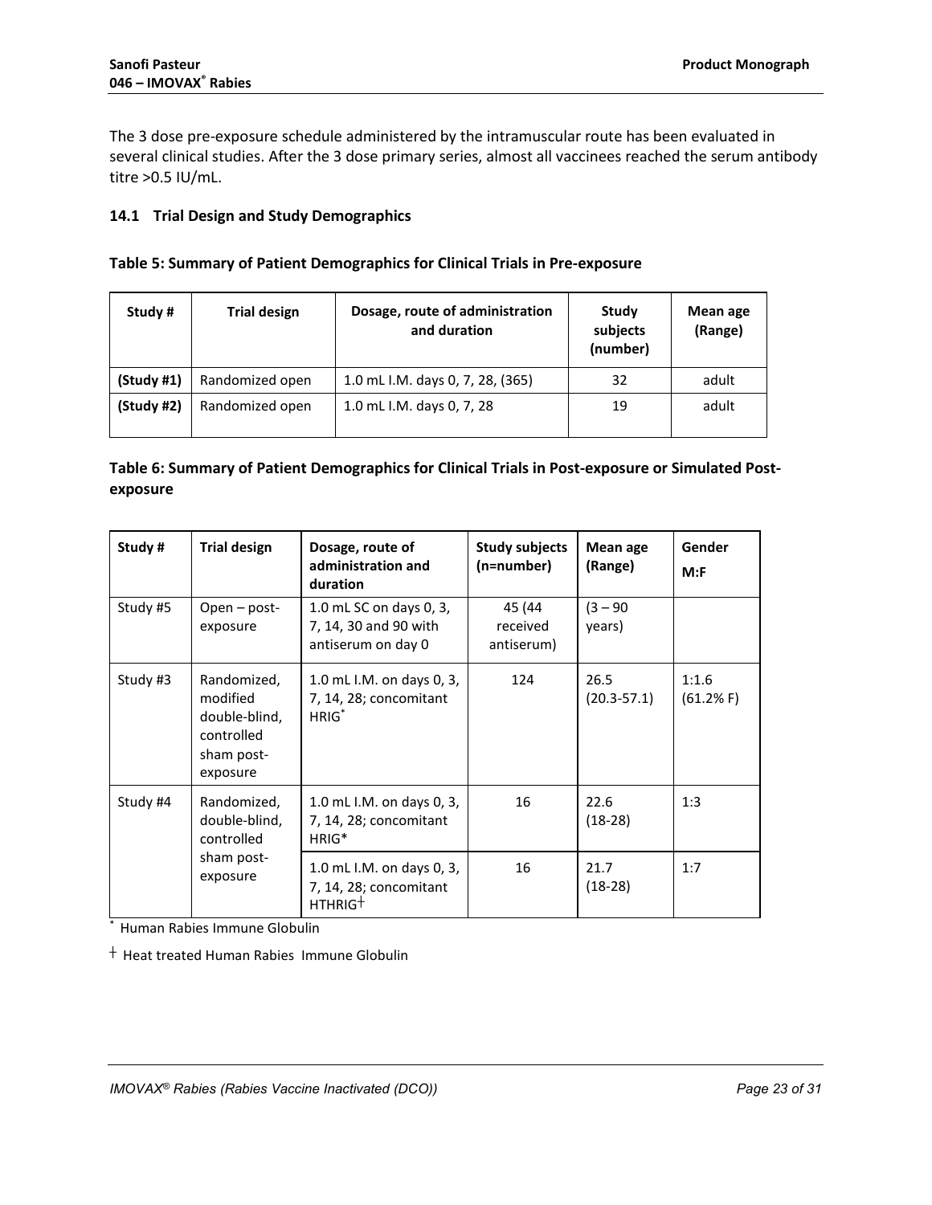The 3 dose pre-exposure schedule administered by the intramuscular route has been evaluated in several clinical studies. After the 3 dose primary series, almost all vaccinees reached the serum antibody titre >0.5 IU/mL.

### 14.1 Trial Design and Study Demographics

**Table 5: Summary of Patient Demographics for Clinical Trials in Pre-exposure**

| Study # | Trial design | Dosage, route of administration and duration | Study subjects (number) | Mean age (Range) |
|---|---|---|---|---|
| **(Study #1)** | Randomized open | 1.0 mL I.M. days 0, 7, 28, (365) | 32 | adult |
| **(Study #2)** | Randomized open | 1.0 mL I.M. days 0, 7, 28 | 19 | adult |

**Table 6: Summary of Patient Demographics for Clinical Trials in Post-exposure or Simulated Post-exposure**

| Study # | Trial design | Dosage, route of administration and duration | Study subjects (n=number) | Mean age (Range) | Gender M:F |
|---|---|---|---|---|---|
| Study #5 | Open – post-exposure | 1.0 mL SC on days 0, 3, 7, 14, 30 and 90 with antiserum on day 0 | 45 (44 received antiserum) | (3 – 90 years) | |
| Study #3 | Randomized, modified double-blind, controlled sham post-exposure | 1.0 mL I.M. on days 0, 3, 7, 14, 28; concomitant HRIG* | 124 | 26.5 (20.3-57.1) | 1:1.6 (61.2% F) |
| Study #4 | Randomized, double-blind, controlled sham post-exposure | 1.0 mL I.M. on days 0, 3, 7, 14, 28; concomitant HRIG* | 16 | 22.6 (18-28) | 1:3 |
| | | 1.0 mL I.M. on days 0, 3, 7, 14, 28; concomitant HTHRIG† | 16 | 21.7 (18-28) | 1:7 |

\* Human Rabies Immune Globulin

† Heat treated Human Rabies Immune Globulin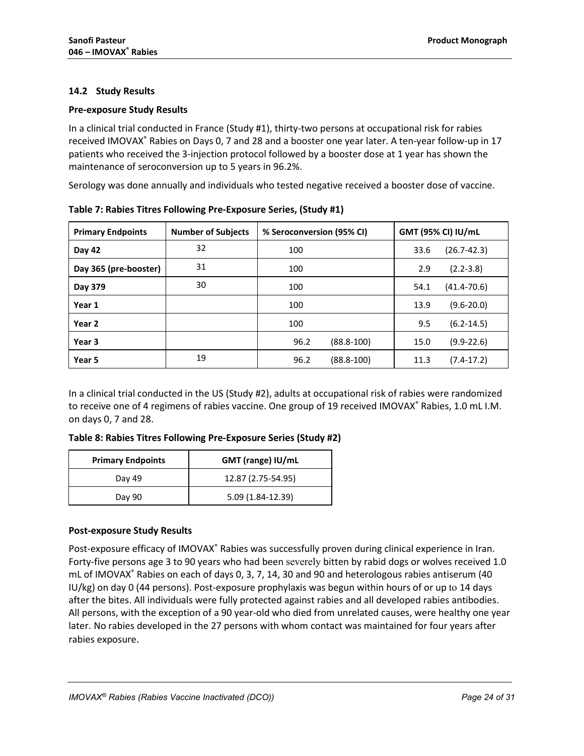### 14.2 Study Results

**Pre-exposure Study Results**

In a clinical trial conducted in France (Study #1), thirty-two persons at occupational risk for rabies received IMOVAX® Rabies on Days 0, 7 and 28 and a booster one year later. A ten-year follow-up in 17 patients who received the 3-injection protocol followed by a booster dose at 1 year has shown the maintenance of seroconversion up to 5 years in 96.2%.

Serology was done annually and individuals who tested negative received a booster dose of vaccine.

**Table 7: Rabies Titres Following Pre-Exposure Series, (Study #1)**

| Primary Endpoints | Number of Subjects | % Seroconversion (95% CI) | GMT (95% CI) IU/mL |
|---|---|---|---|
| **Day 42** | 32 | 100 | 33.6 (26.7-42.3) |
| **Day 365 (pre-booster)** | 31 | 100 | 2.9 (2.2-3.8) |
| **Day 379** | 30 | 100 | 54.1 (41.4-70.6) |
| **Year 1** | | 100 | 13.9 (9.6-20.0) |
| **Year 2** | | 100 | 9.5 (6.2-14.5) |
| **Year 3** | | 96.2 (88.8-100) | 15.0 (9.9-22.6) |
| **Year 5** | 19 | 96.2 (88.8-100) | 11.3 (7.4-17.2) |

In a clinical trial conducted in the US (Study #2), adults at occupational risk of rabies were randomized to receive one of 4 regimens of rabies vaccine. One group of 19 received IMOVAX® Rabies, 1.0 mL I.M. on days 0, 7 and 28.

**Table 8: Rabies Titres Following Pre-Exposure Series (Study #2)**

| Primary Endpoints | GMT (range) IU/mL |
|---|---|
| Day 49 | 12.87 (2.75-54.95) |
| Day 90 | 5.09 (1.84-12.39) |

**Post-exposure Study Results**

Post-exposure efficacy of IMOVAX® Rabies was successfully proven during clinical experience in Iran. Forty-five persons age 3 to 90 years who had been severely bitten by rabid dogs or wolves received 1.0 mL of IMOVAX® Rabies on each of days 0, 3, 7, 14, 30 and 90 and heterologous rabies antiserum (40 IU/kg) on day 0 (44 persons). Post-exposure prophylaxis was begun within hours of or up to 14 days after the bites. All individuals were fully protected against rabies and all developed rabies antibodies. All persons, with the exception of a 90 year-old who died from unrelated causes, were healthy one year later. No rabies developed in the 27 persons with whom contact was maintained for four years after rabies exposure.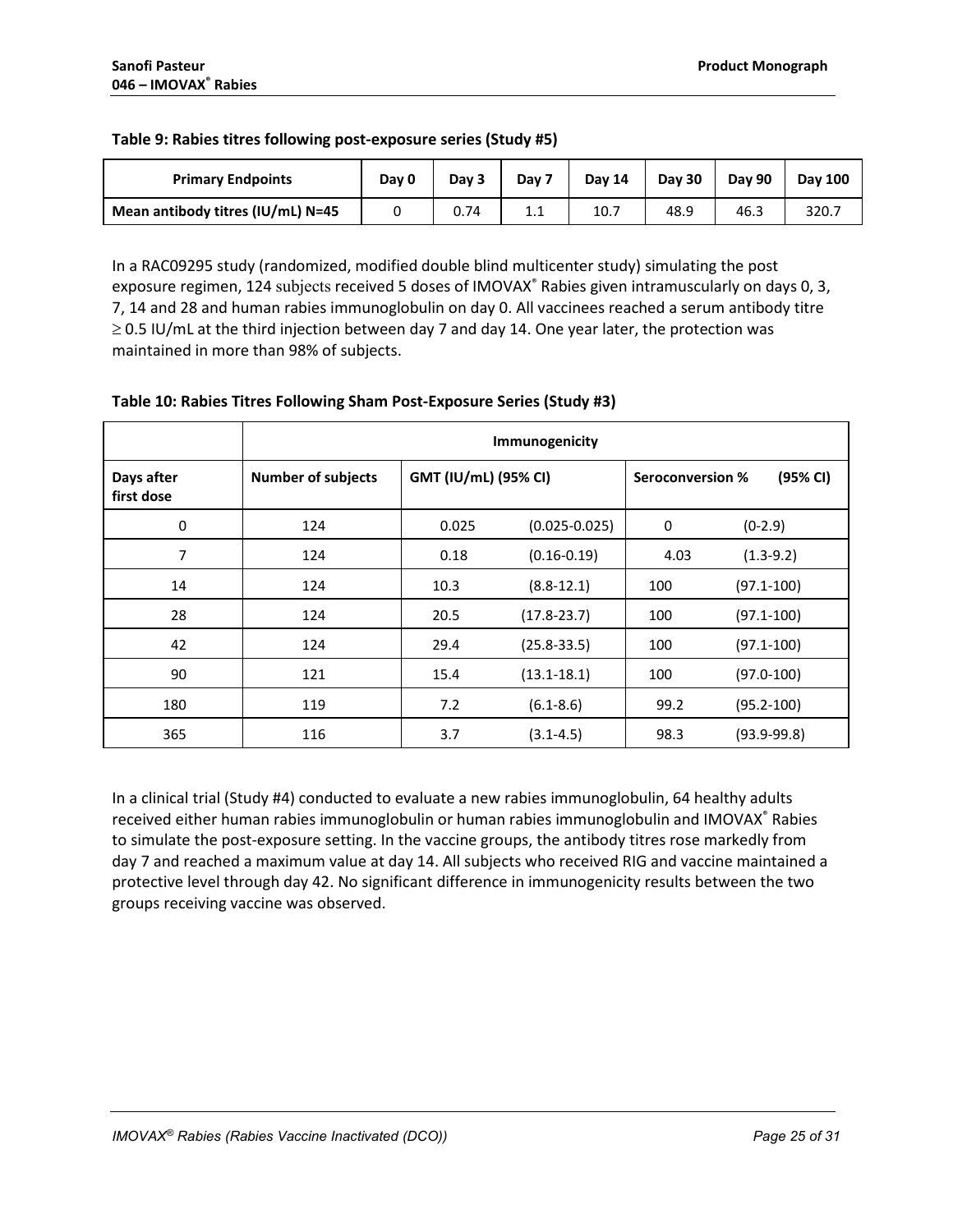**Table 9: Rabies titres following post-exposure series (Study #5)**

| Primary Endpoints | Day 0 | Day 3 | Day 7 | Day 14 | Day 30 | Day 90 | Day 100 |
|---|---|---|---|---|---|---|---|
| **Mean antibody titres (IU/mL) N=45** | 0 | 0.74 | 1.1 | 10.7 | 48.9 | 46.3 | 320.7 |

In a RAC09295 study (randomized, modified double blind multicenter study) simulating the post exposure regimen, 124 subjects received 5 doses of IMOVAX® Rabies given intramuscularly on days 0, 3, 7, 14 and 28 and human rabies immunoglobulin on day 0. All vaccinees reached a serum antibody titre ≥ 0.5 IU/mL at the third injection between day 7 and day 14. One year later, the protection was maintained in more than 98% of subjects.

**Table 10: Rabies Titres Following Sham Post-Exposure Series (Study #3)**

| | Immunogenicity | | | | |
|---|---|---|---|---|---|
| **Days after first dose** | **Number of subjects** | **GMT (IU/mL) (95% CI)** | | **Seroconversion %** | **(95% CI)** |
| 0 | 124 | 0.025 | (0.025-0.025) | 0 | (0-2.9) |
| 7 | 124 | 0.18 | (0.16-0.19) | 4.03 | (1.3-9.2) |
| 14 | 124 | 10.3 | (8.8-12.1) | 100 | (97.1-100) |
| 28 | 124 | 20.5 | (17.8-23.7) | 100 | (97.1-100) |
| 42 | 124 | 29.4 | (25.8-33.5) | 100 | (97.1-100) |
| 90 | 121 | 15.4 | (13.1-18.1) | 100 | (97.0-100) |
| 180 | 119 | 7.2 | (6.1-8.6) | 99.2 | (95.2-100) |
| 365 | 116 | 3.7 | (3.1-4.5) | 98.3 | (93.9-99.8) |

In a clinical trial (Study #4) conducted to evaluate a new rabies immunoglobulin, 64 healthy adults received either human rabies immunoglobulin or human rabies immunoglobulin and IMOVAX® Rabies to simulate the post-exposure setting. In the vaccine groups, the antibody titres rose markedly from day 7 and reached a maximum value at day 14. All subjects who received RIG and vaccine maintained a protective level through day 42. No significant difference in immunogenicity results between the two groups receiving vaccine was observed.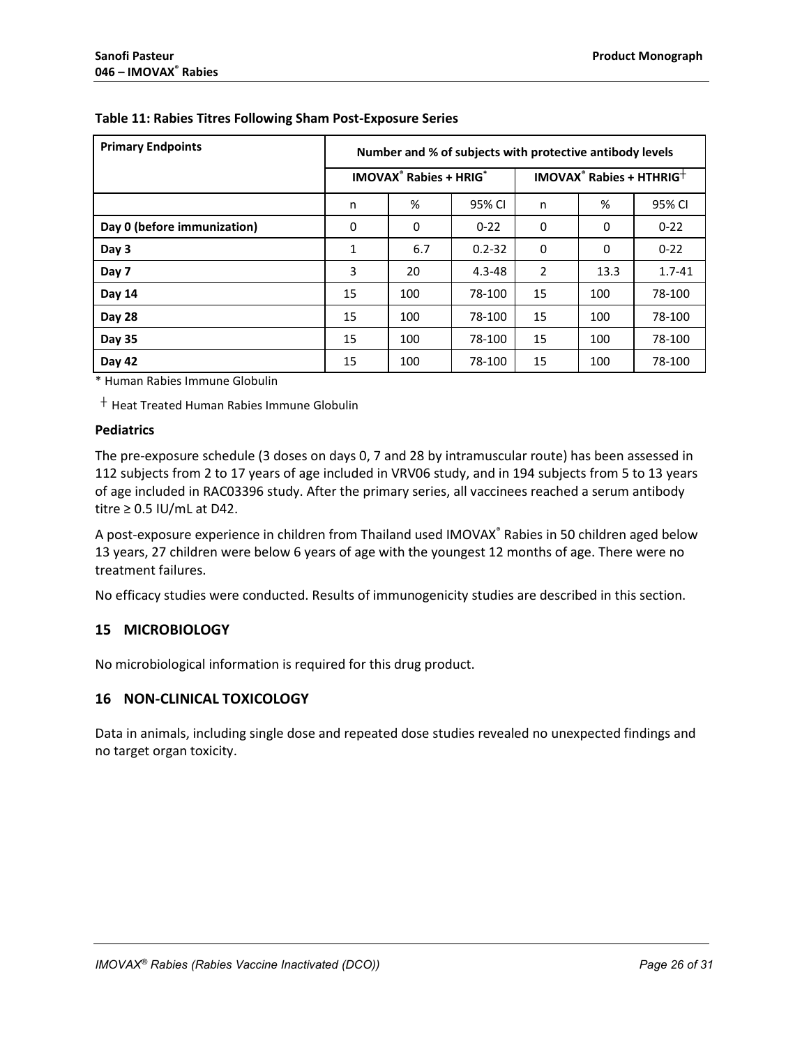**Table 11: Rabies Titres Following Sham Post-Exposure Series**

| Primary Endpoints | Number and % of subjects with protective antibody levels | | | | | |
|---|---|---|---|---|---|---|
| | IMOVAX® Rabies + HRIG* | | | IMOVAX® Rabies + HTHRIG† | | |
| | n | % | 95% CI | n | % | 95% CI |
| **Day 0 (before immunization)** | 0 | 0 | 0-22 | 0 | 0 | 0-22 |
| **Day 3** | 1 | 6.7 | 0.2-32 | 0 | 0 | 0-22 |
| **Day 7** | 3 | 20 | 4.3-48 | 2 | 13.3 | 1.7-41 |
| **Day 14** | 15 | 100 | 78-100 | 15 | 100 | 78-100 |
| **Day 28** | 15 | 100 | 78-100 | 15 | 100 | 78-100 |
| **Day 35** | 15 | 100 | 78-100 | 15 | 100 | 78-100 |
| **Day 42** | 15 | 100 | 78-100 | 15 | 100 | 78-100 |

* Human Rabies Immune Globulin

† Heat Treated Human Rabies Immune Globulin

**Pediatrics**

The pre-exposure schedule (3 doses on days 0, 7 and 28 by intramuscular route) has been assessed in 112 subjects from 2 to 17 years of age included in VRV06 study, and in 194 subjects from 5 to 13 years of age included in RAC03396 study. After the primary series, all vaccinees reached a serum antibody titre ≥ 0.5 IU/mL at D42.

A post-exposure experience in children from Thailand used IMOVAX® Rabies in 50 children aged below 13 years, 27 children were below 6 years of age with the youngest 12 months of age. There were no treatment failures.

No efficacy studies were conducted. Results of immunogenicity studies are described in this section.

## 15 MICROBIOLOGY

No microbiological information is required for this drug product.

## 16 NON-CLINICAL TOXICOLOGY

Data in animals, including single dose and repeated dose studies revealed no unexpected findings and no target organ toxicity.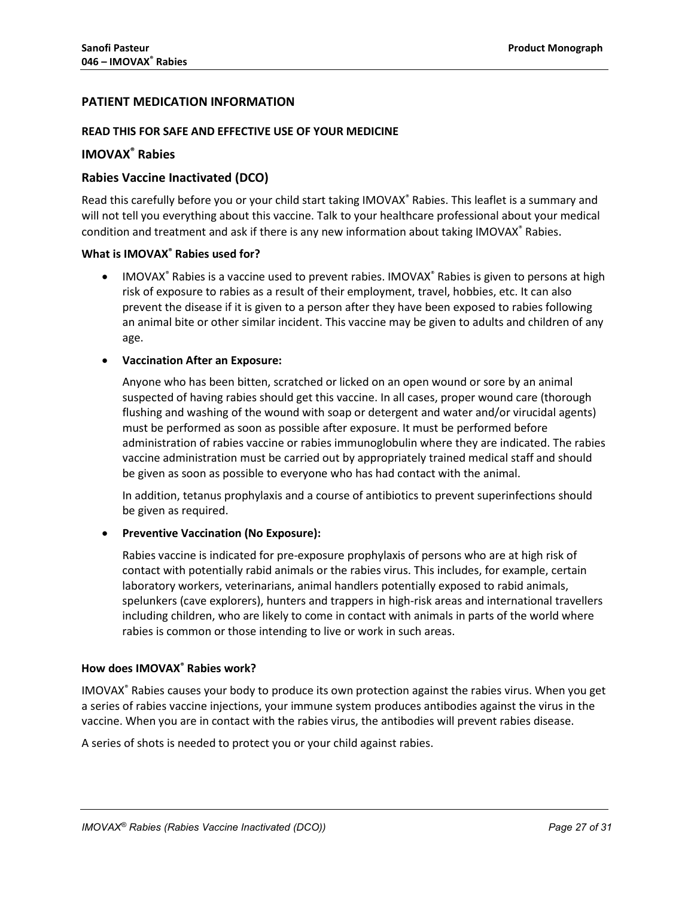## PATIENT MEDICATION INFORMATION

**READ THIS FOR SAFE AND EFFECTIVE USE OF YOUR MEDICINE**

### IMOVAX® Rabies

### Rabies Vaccine Inactivated (DCO)

Read this carefully before you or your child start taking IMOVAX® Rabies. This leaflet is a summary and will not tell you everything about this vaccine. Talk to your healthcare professional about your medical condition and treatment and ask if there is any new information about taking IMOVAX® Rabies.

**What is IMOVAX® Rabies used for?**

- IMOVAX® Rabies is a vaccine used to prevent rabies. IMOVAX® Rabies is given to persons at high risk of exposure to rabies as a result of their employment, travel, hobbies, etc. It can also prevent the disease if it is given to a person after they have been exposed to rabies following an animal bite or other similar incident. This vaccine may be given to adults and children of any age.
- **Vaccination After an Exposure:**

  Anyone who has been bitten, scratched or licked on an open wound or sore by an animal suspected of having rabies should get this vaccine. In all cases, proper wound care (thorough flushing and washing of the wound with soap or detergent and water and/or virucidal agents) must be performed as soon as possible after exposure. It must be performed before administration of rabies vaccine or rabies immunoglobulin where they are indicated. The rabies vaccine administration must be carried out by appropriately trained medical staff and should be given as soon as possible to everyone who has had contact with the animal.

  In addition, tetanus prophylaxis and a course of antibiotics to prevent superinfections should be given as required.

- **Preventive Vaccination (No Exposure):**

  Rabies vaccine is indicated for pre-exposure prophylaxis of persons who are at high risk of contact with potentially rabid animals or the rabies virus. This includes, for example, certain laboratory workers, veterinarians, animal handlers potentially exposed to rabid animals, spelunkers (cave explorers), hunters and trappers in high-risk areas and international travellers including children, who are likely to come in contact with animals in parts of the world where rabies is common or those intending to live or work in such areas.

**How does IMOVAX® Rabies work?**

IMOVAX® Rabies causes your body to produce its own protection against the rabies virus. When you get a series of rabies vaccine injections, your immune system produces antibodies against the virus in the vaccine. When you are in contact with the rabies virus, the antibodies will prevent rabies disease.

A series of shots is needed to protect you or your child against rabies.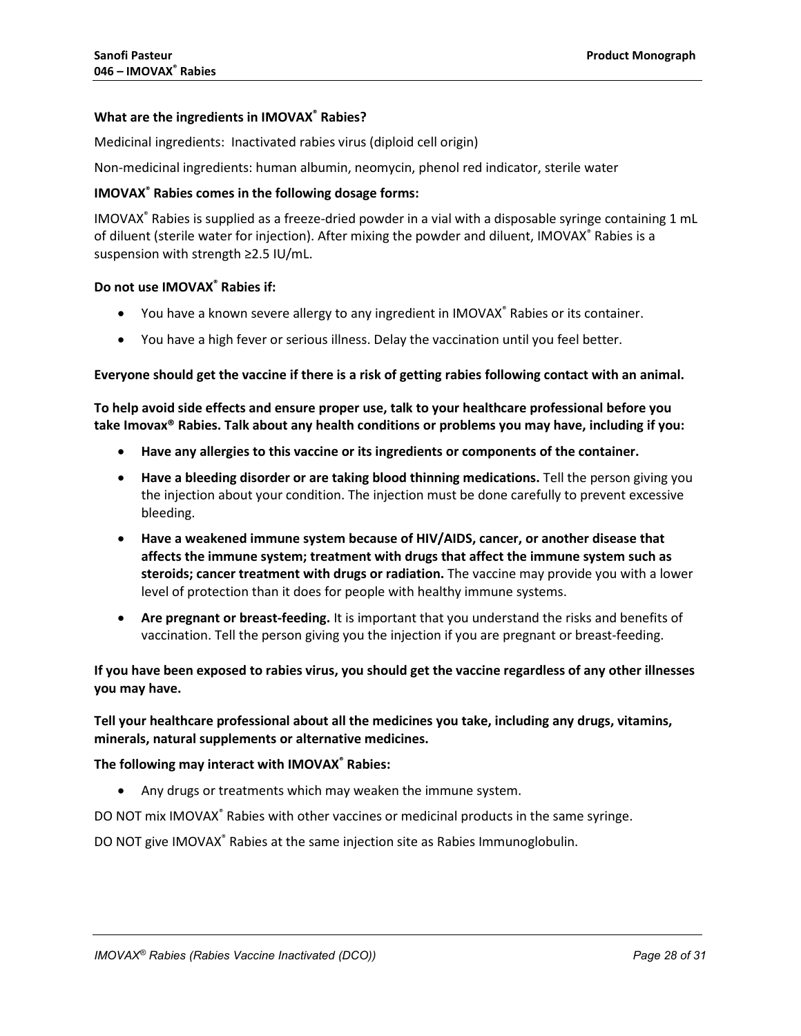**What are the ingredients in IMOVAX® Rabies?**

Medicinal ingredients: Inactivated rabies virus (diploid cell origin)

Non-medicinal ingredients: human albumin, neomycin, phenol red indicator, sterile water

**IMOVAX® Rabies comes in the following dosage forms:**

IMOVAX® Rabies is supplied as a freeze-dried powder in a vial with a disposable syringe containing 1 mL of diluent (sterile water for injection). After mixing the powder and diluent, IMOVAX® Rabies is a suspension with strength ≥2.5 IU/mL.

**Do not use IMOVAX® Rabies if:**

- You have a known severe allergy to any ingredient in IMOVAX® Rabies or its container.
- You have a high fever or serious illness. Delay the vaccination until you feel better.

**Everyone should get the vaccine if there is a risk of getting rabies following contact with an animal.**

**To help avoid side effects and ensure proper use, talk to your healthcare professional before you take Imovax® Rabies. Talk about any health conditions or problems you may have, including if you:**

- **Have any allergies to this vaccine or its ingredients or components of the container.**
- **Have a bleeding disorder or are taking blood thinning medications.** Tell the person giving you the injection about your condition. The injection must be done carefully to prevent excessive bleeding.
- **Have a weakened immune system because of HIV/AIDS, cancer, or another disease that affects the immune system; treatment with drugs that affect the immune system such as steroids; cancer treatment with drugs or radiation.** The vaccine may provide you with a lower level of protection than it does for people with healthy immune systems.
- **Are pregnant or breast-feeding.** It is important that you understand the risks and benefits of vaccination. Tell the person giving you the injection if you are pregnant or breast-feeding.

**If you have been exposed to rabies virus, you should get the vaccine regardless of any other illnesses you may have.**

**Tell your healthcare professional about all the medicines you take, including any drugs, vitamins, minerals, natural supplements or alternative medicines.**

**The following may interact with IMOVAX® Rabies:**

- Any drugs or treatments which may weaken the immune system.

DO NOT mix IMOVAX® Rabies with other vaccines or medicinal products in the same syringe.

DO NOT give IMOVAX® Rabies at the same injection site as Rabies Immunoglobulin.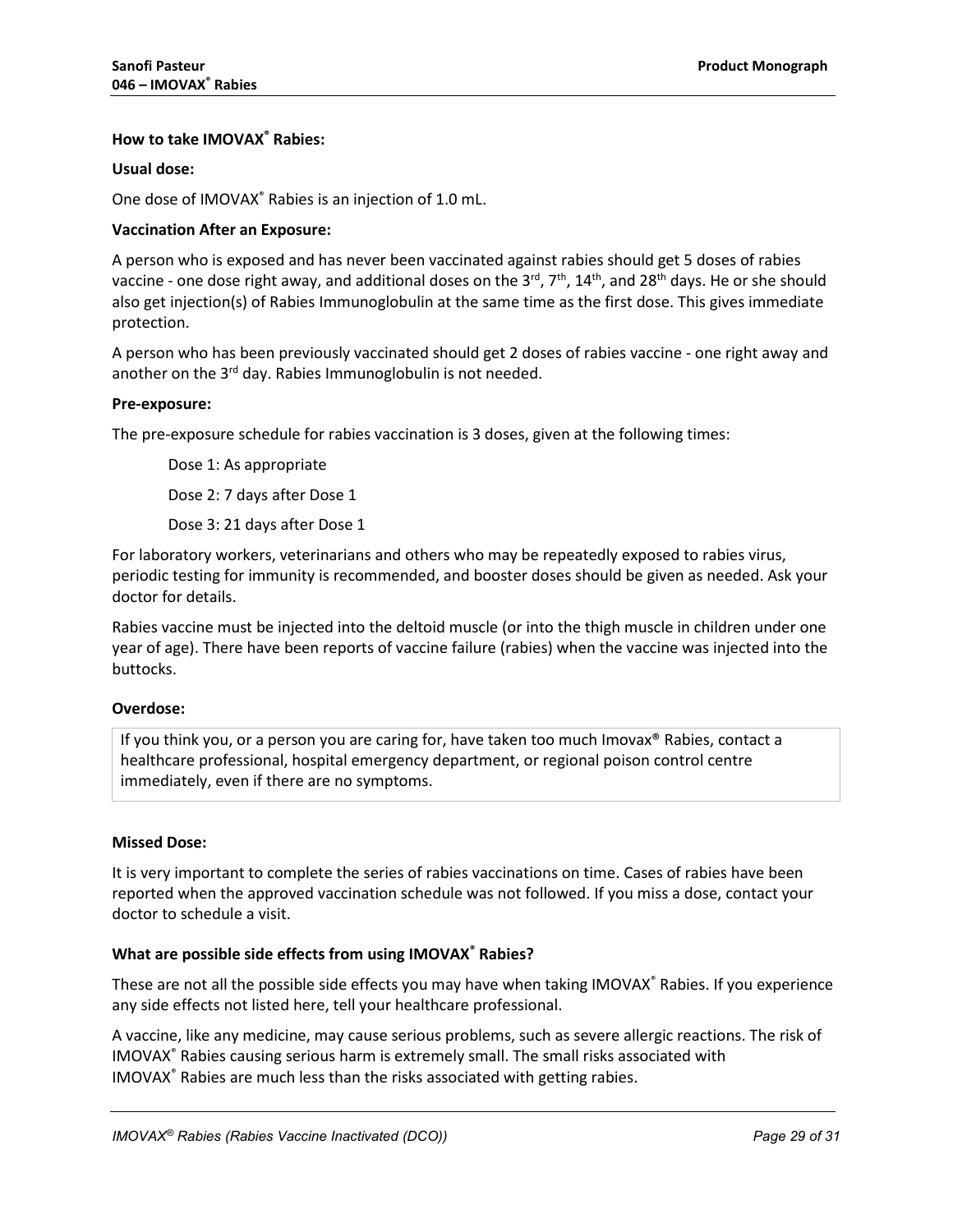**How to take IMOVAX® Rabies:**

**Usual dose:**

One dose of IMOVAX® Rabies is an injection of 1.0 mL.

**Vaccination After an Exposure:**

A person who is exposed and has never been vaccinated against rabies should get 5 doses of rabies vaccine - one dose right away, and additional doses on the 3rd, 7th, 14th, and 28th days. He or she should also get injection(s) of Rabies Immunoglobulin at the same time as the first dose. This gives immediate protection.

A person who has been previously vaccinated should get 2 doses of rabies vaccine - one right away and another on the 3rd day. Rabies Immunoglobulin is not needed.

**Pre-exposure:**

The pre-exposure schedule for rabies vaccination is 3 doses, given at the following times:

Dose 1: As appropriate

Dose 2: 7 days after Dose 1

Dose 3: 21 days after Dose 1

For laboratory workers, veterinarians and others who may be repeatedly exposed to rabies virus, periodic testing for immunity is recommended, and booster doses should be given as needed. Ask your doctor for details.

Rabies vaccine must be injected into the deltoid muscle (or into the thigh muscle in children under one year of age). There have been reports of vaccine failure (rabies) when the vaccine was injected into the buttocks.

**Overdose:**

| If you think you, or a person you are caring for, have taken too much Imovax® Rabies, contact a healthcare professional, hospital emergency department, or regional poison control centre immediately, even if there are no symptoms. |
|---|

**Missed Dose:**

It is very important to complete the series of rabies vaccinations on time. Cases of rabies have been reported when the approved vaccination schedule was not followed. If you miss a dose, contact your doctor to schedule a visit.

**What are possible side effects from using IMOVAX® Rabies?**

These are not all the possible side effects you may have when taking IMOVAX® Rabies. If you experience any side effects not listed here, tell your healthcare professional.

A vaccine, like any medicine, may cause serious problems, such as severe allergic reactions. The risk of IMOVAX® Rabies causing serious harm is extremely small. The small risks associated with IMOVAX® Rabies are much less than the risks associated with getting rabies.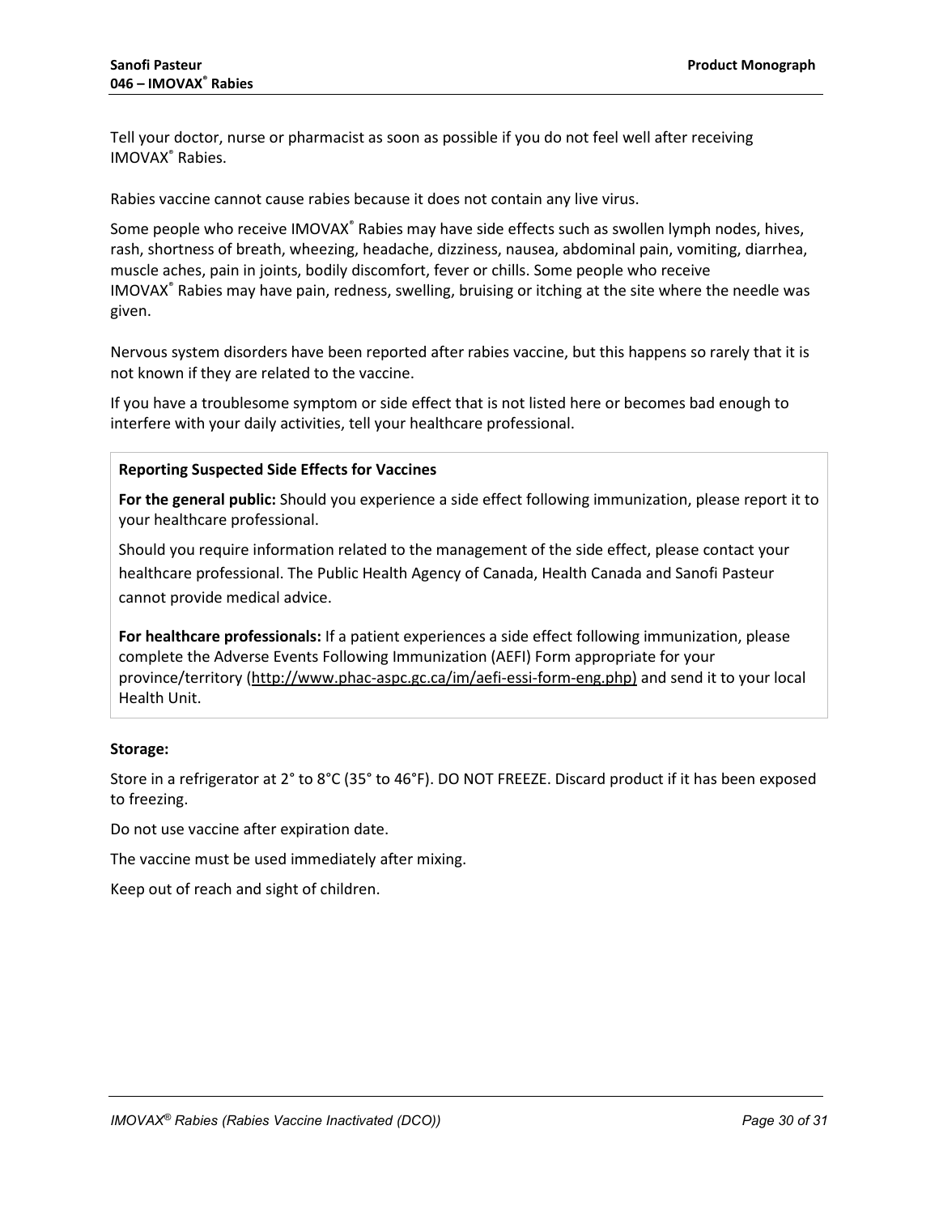Tell your doctor, nurse or pharmacist as soon as possible if you do not feel well after receiving IMOVAX® Rabies.

Rabies vaccine cannot cause rabies because it does not contain any live virus.

Some people who receive IMOVAX® Rabies may have side effects such as swollen lymph nodes, hives, rash, shortness of breath, wheezing, headache, dizziness, nausea, abdominal pain, vomiting, diarrhea, muscle aches, pain in joints, bodily discomfort, fever or chills. Some people who receive IMOVAX® Rabies may have pain, redness, swelling, bruising or itching at the site where the needle was given.

Nervous system disorders have been reported after rabies vaccine, but this happens so rarely that it is not known if they are related to the vaccine.

If you have a troublesome symptom or side effect that is not listed here or becomes bad enough to interfere with your daily activities, tell your healthcare professional.

**Reporting Suspected Side Effects for Vaccines**

**For the general public:** Should you experience a side effect following immunization, please report it to your healthcare professional.

Should you require information related to the management of the side effect, please contact your healthcare professional. The Public Health Agency of Canada, Health Canada and Sanofi Pasteur cannot provide medical advice.

**For healthcare professionals:** If a patient experiences a side effect following immunization, please complete the Adverse Events Following Immunization (AEFI) Form appropriate for your province/territory (http://www.phac-aspc.gc.ca/im/aefi-essi-form-eng.php) and send it to your local Health Unit.

**Storage:**

Store in a refrigerator at 2° to 8°C (35° to 46°F). DO NOT FREEZE. Discard product if it has been exposed to freezing.

Do not use vaccine after expiration date.

The vaccine must be used immediately after mixing.

Keep out of reach and sight of children.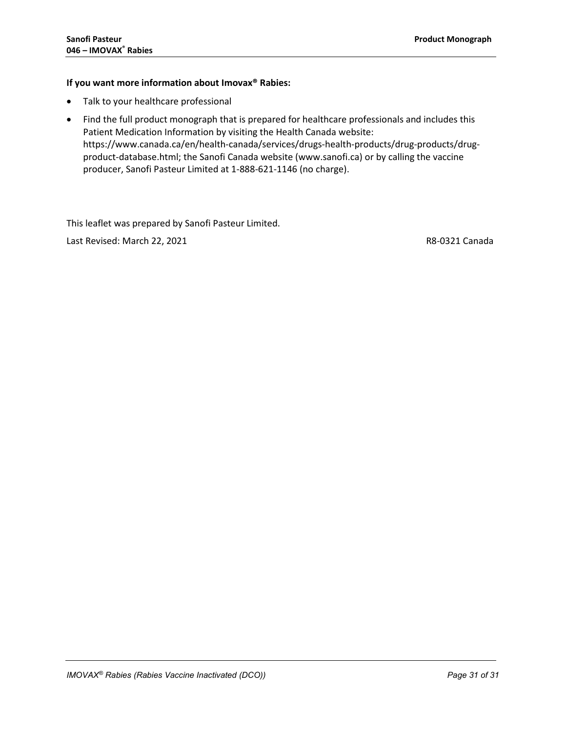**If you want more information about Imovax® Rabies:**

- Talk to your healthcare professional
- Find the full product monograph that is prepared for healthcare professionals and includes this Patient Medication Information by visiting the Health Canada website: https://www.canada.ca/en/health-canada/services/drugs-health-products/drug-products/drug-product-database.html; the Sanofi Canada website (www.sanofi.ca) or by calling the vaccine producer, Sanofi Pasteur Limited at 1-888-621-1146 (no charge).

This leaflet was prepared by Sanofi Pasteur Limited.

Last Revised: March 22, 2021 R8-0321 Canada